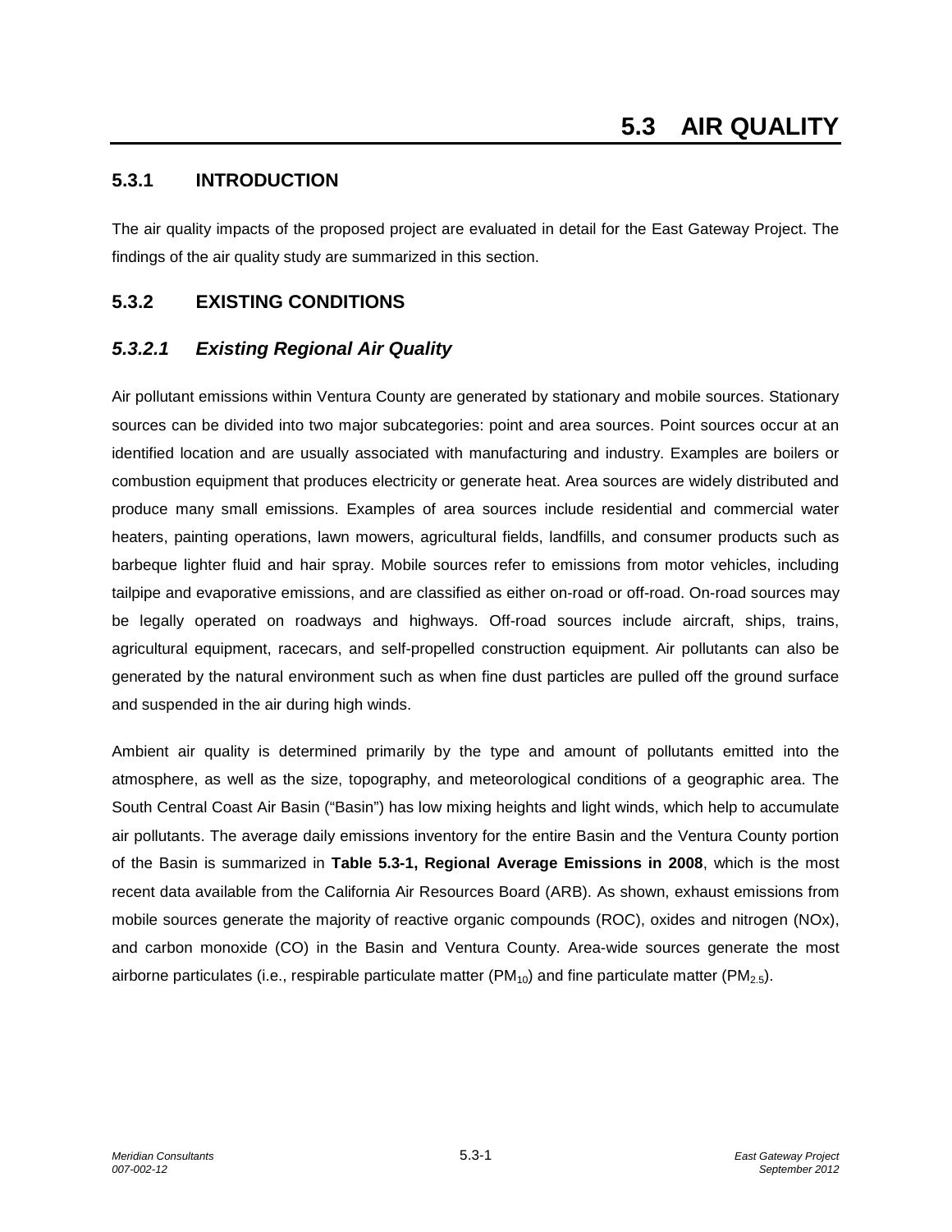# 5.3 AIR QUALITY

## 5.3.1 INTRODUCTION

The air quality impacts of the proposed project are evaluated in detail for the East Gateway Project. The findings of the air quality study are summarized in this section.

## 5.3.2 EXISTING CONDITIONS

### *5.3.2.1 Existing Regional Air Quality*

Air pollutant emissions within Ventura County are generated by stationary and mobile sources. Stationary sources can be divided into two major subcategories: point and area sources. Point sources occur at an identified location and are usually associated with manufacturing and industry. Examples are boilers or combustion equipment that produces electricity or generate heat. Area sources are widely distributed and produce many small emissions. Examples of area sources include residential and commercial water heaters, painting operations, lawn mowers, agricultural fields, landfills, and consumer products such as barbeque lighter fluid and hair spray. Mobile sources refer to emissions from motor vehicles, including tailpipe and evaporative emissions, and are classified as either on-road or off-road. On-road sources may be legally operated on roadways and highways. Off-road sources include aircraft, ships, trains, agricultural equipment, racecars, and self-propelled construction equipment. Air pollutants can also be generated by the natural environment such as when fine dust particles are pulled off the ground surface and suspended in the air during high winds.

Ambient air quality is determined primarily by the type and amount of pollutants emitted into the atmosphere, as well as the size, topography, and meteorological conditions of a geographic area. The South Central Coast Air Basin ("Basin") has low mixing heights and light winds, which help to accumulate air pollutants. The average daily emissions inventory for the entire Basin and the Ventura County portion of the Basin is summarized in **Table 5.3-1, Regional Average Emissions in 2008**, which is the most recent data available from the California Air Resources Board (ARB). As shown, exhaust emissions from mobile sources generate the majority of reactive organic compounds (ROC), oxides and nitrogen (NOx), and carbon monoxide (CO) in the Basin and Ventura County. Area-wide sources generate the most airborne particulates (i.e., respirable particulate matter ($PM_{10}$) and fine particulate matter ($PM_{2.5}$).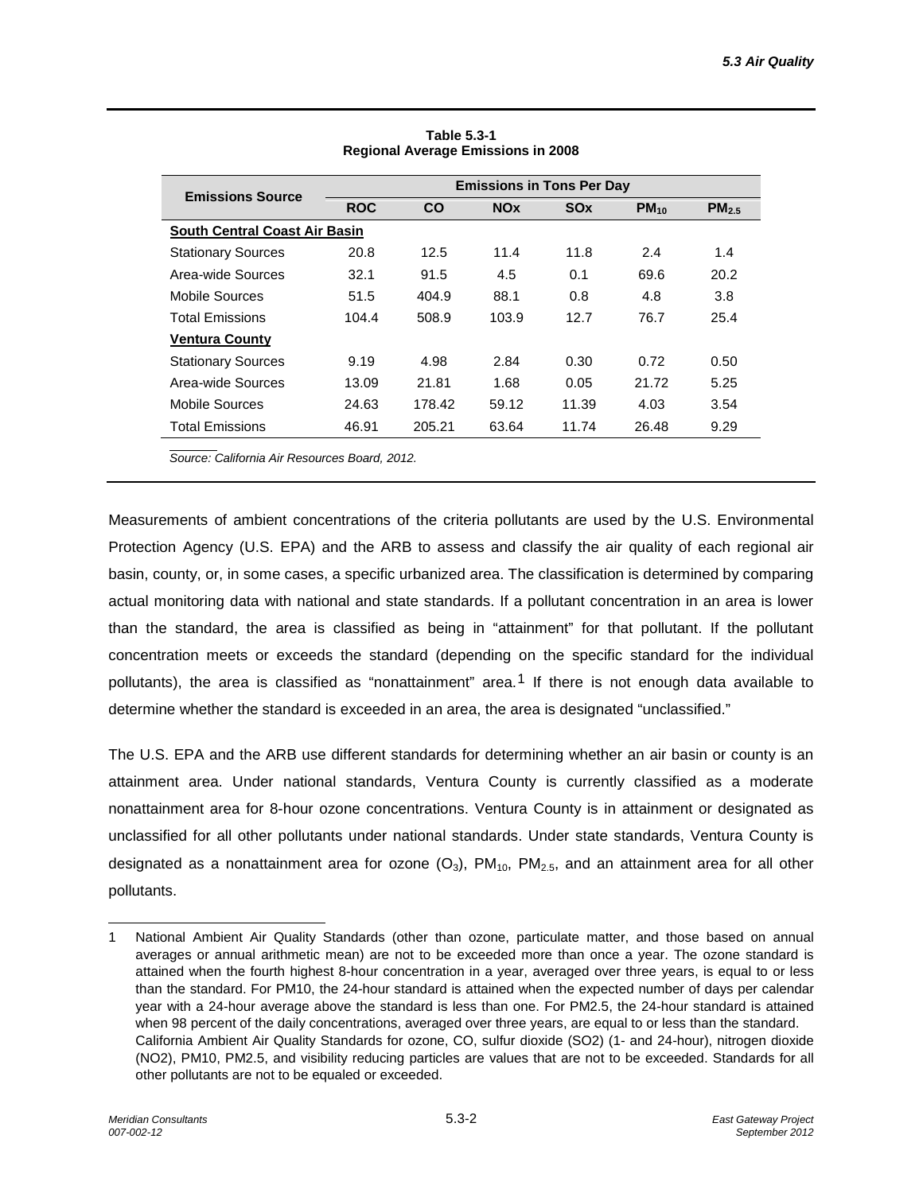**Table 5.3-1**
**Regional Average Emissions in 2008**

| Emissions Source | Emissions in Tons Per Day | | | | | |
|---|---|---|---|---|---|---|
| | ROC | CO | NOx | SOx | $PM_{10}$ | $PM_{2.5}$ |
| **South Central Coast Air Basin** | | | | | | |
| Stationary Sources | 20.8 | 12.5 | 11.4 | 11.8 | 2.4 | 1.4 |
| Area-wide Sources | 32.1 | 91.5 | 4.5 | 0.1 | 69.6 | 20.2 |
| Mobile Sources | 51.5 | 404.9 | 88.1 | 0.8 | 4.8 | 3.8 |
| Total Emissions | 104.4 | 508.9 | 103.9 | 12.7 | 76.7 | 25.4 |
| **Ventura County** | | | | | | |
| Stationary Sources | 9.19 | 4.98 | 2.84 | 0.30 | 0.72 | 0.50 |
| Area-wide Sources | 13.09 | 21.81 | 1.68 | 0.05 | 21.72 | 5.25 |
| Mobile Sources | 24.63 | 178.42 | 59.12 | 11.39 | 4.03 | 3.54 |
| Total Emissions | 46.91 | 205.21 | 63.64 | 11.74 | 26.48 | 9.29 |

*Source: California Air Resources Board, 2012.*

Measurements of ambient concentrations of the criteria pollutants are used by the U.S. Environmental Protection Agency (U.S. EPA) and the ARB to assess and classify the air quality of each regional air basin, county, or, in some cases, a specific urbanized area. The classification is determined by comparing actual monitoring data with national and state standards. If a pollutant concentration in an area is lower than the standard, the area is classified as being in "attainment" for that pollutant. If the pollutant concentration meets or exceeds the standard (depending on the specific standard for the individual pollutants), the area is classified as "nonattainment" area.[1] If there is not enough data available to determine whether the standard is exceeded in an area, the area is designated "unclassified."

The U.S. EPA and the ARB use different standards for determining whether an air basin or county is an attainment area. Under national standards, Ventura County is currently classified as a moderate nonattainment area for 8-hour ozone concentrations. Ventura County is in attainment or designated as unclassified for all other pollutants under national standards. Under state standards, Ventura County is designated as a nonattainment area for ozone ($O_3$), $PM_{10}$, $PM_{2.5}$, and an attainment area for all other pollutants.

1 National Ambient Air Quality Standards (other than ozone, particulate matter, and those based on annual averages or annual arithmetic mean) are not to be exceeded more than once a year. The ozone standard is attained when the fourth highest 8-hour concentration in a year, averaged over three years, is equal to or less than the standard. For PM10, the 24-hour standard is attained when the expected number of days per calendar year with a 24-hour average above the standard is less than one. For PM2.5, the 24-hour standard is attained when 98 percent of the daily concentrations, averaged over three years, are equal to or less than the standard. California Ambient Air Quality Standards for ozone, CO, sulfur dioxide (SO2) (1- and 24-hour), nitrogen dioxide (NO2), PM10, PM2.5, and visibility reducing particles are values that are not to be exceeded. Standards for all other pollutants are not to be equaled or exceeded.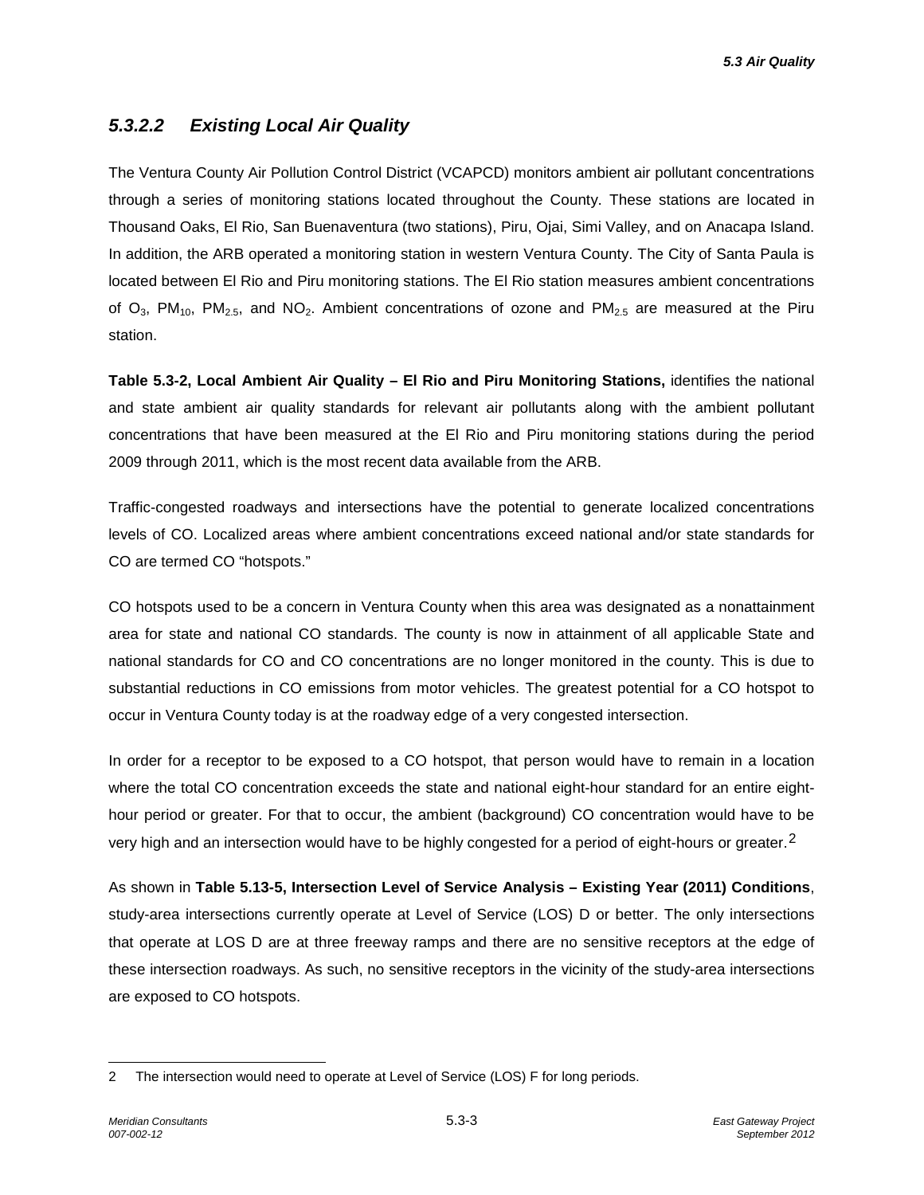### *5.3.2.2 Existing Local Air Quality*

The Ventura County Air Pollution Control District (VCAPCD) monitors ambient air pollutant concentrations through a series of monitoring stations located throughout the County. These stations are located in Thousand Oaks, El Rio, San Buenaventura (two stations), Piru, Ojai, Simi Valley, and on Anacapa Island. In addition, the ARB operated a monitoring station in western Ventura County. The City of Santa Paula is located between El Rio and Piru monitoring stations. The El Rio station measures ambient concentrations of $O_3$, $PM_{10}$, $PM_{2.5}$, and $NO_2$. Ambient concentrations of ozone and $PM_{2.5}$ are measured at the Piru station.

**Table 5.3-2, Local Ambient Air Quality – El Rio and Piru Monitoring Stations,** identifies the national and state ambient air quality standards for relevant air pollutants along with the ambient pollutant concentrations that have been measured at the El Rio and Piru monitoring stations during the period 2009 through 2011, which is the most recent data available from the ARB.

Traffic-congested roadways and intersections have the potential to generate localized concentrations levels of CO. Localized areas where ambient concentrations exceed national and/or state standards for CO are termed CO "hotspots."

CO hotspots used to be a concern in Ventura County when this area was designated as a nonattainment area for state and national CO standards. The county is now in attainment of all applicable State and national standards for CO and CO concentrations are no longer monitored in the county. This is due to substantial reductions in CO emissions from motor vehicles. The greatest potential for a CO hotspot to occur in Ventura County today is at the roadway edge of a very congested intersection.

In order for a receptor to be exposed to a CO hotspot, that person would have to remain in a location where the total CO concentration exceeds the state and national eight-hour standard for an entire eight-hour period or greater. For that to occur, the ambient (background) CO concentration would have to be very high and an intersection would have to be highly congested for a period of eight-hours or greater.[2]

As shown in **Table 5.13-5, Intersection Level of Service Analysis – Existing Year (2011) Conditions**, study-area intersections currently operate at Level of Service (LOS) D or better. The only intersections that operate at LOS D are at three freeway ramps and there are no sensitive receptors at the edge of these intersection roadways. As such, no sensitive receptors in the vicinity of the study-area intersections are exposed to CO hotspots.

---

2 The intersection would need to operate at Level of Service (LOS) F for long periods.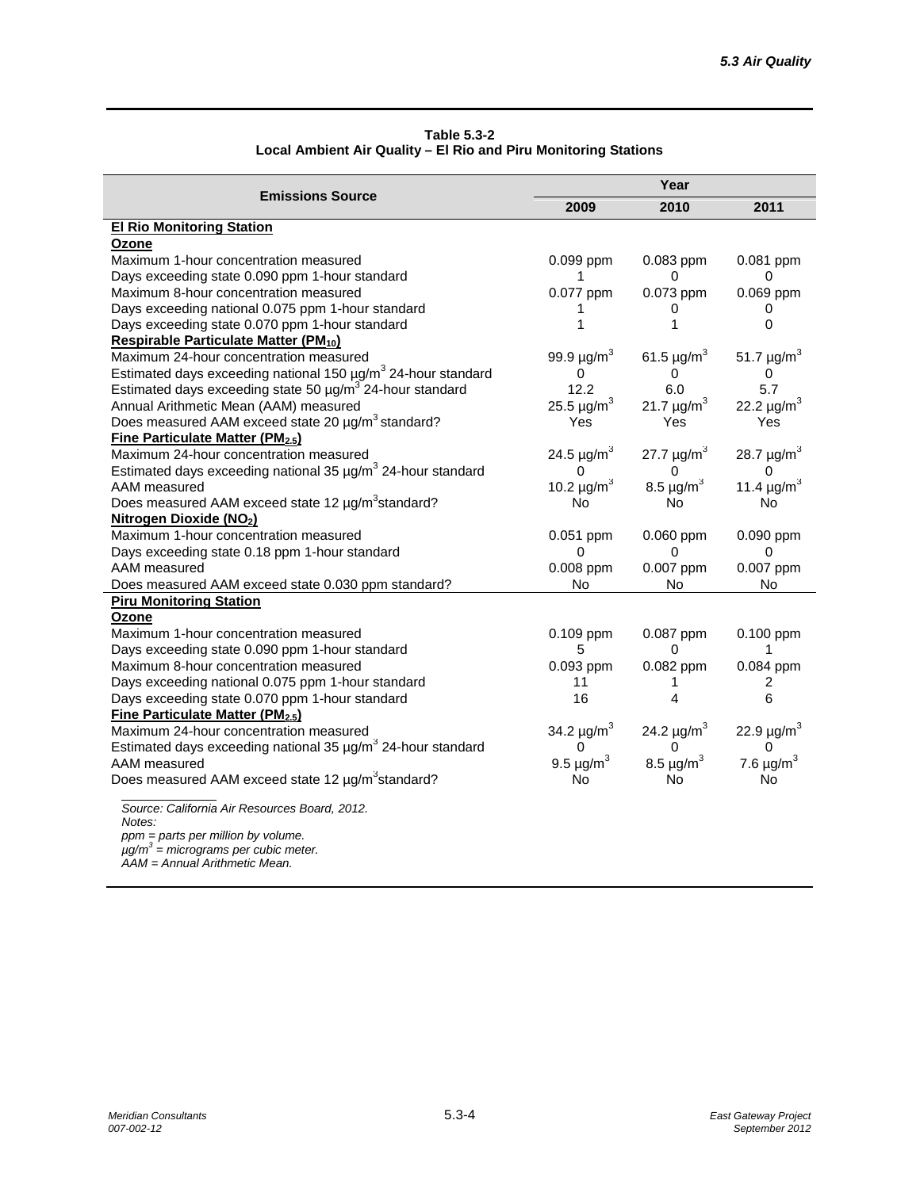**Table 5.3-2**
**Local Ambient Air Quality – El Rio and Piru Monitoring Stations**

| Emissions Source | Year | | |
|---|---|---|---|
| | 2009 | 2010 | 2011 |
| **El Rio Monitoring Station** | | | |
| **Ozone** | | | |
| Maximum 1-hour concentration measured | 0.099 ppm | 0.083 ppm | 0.081 ppm |
| Days exceeding state 0.090 ppm 1-hour standard | 1 | 0 | 0 |
| Maximum 8-hour concentration measured | 0.077 ppm | 0.073 ppm | 0.069 ppm |
| Days exceeding national 0.075 ppm 1-hour standard | 1 | 0 | 0 |
| Days exceeding state 0.070 ppm 1-hour standard | 1 | 1 | 0 |
| **Respirable Particulate Matter ($PM_{10}$)** | | | |
| Maximum 24-hour concentration measured | 99.9 µg/m$^3$ | 61.5 µg/m$^3$ | 51.7 µg/m$^3$ |
| Estimated days exceeding national 150 µg/m$^3$ 24-hour standard | 0 | 0 | 0 |
| Estimated days exceeding state 50 µg/m$^3$ 24-hour standard | 12.2 | 6.0 | 5.7 |
| Annual Arithmetic Mean (AAM) measured | 25.5 µg/m$^3$ | 21.7 µg/m$^3$ | 22.2 µg/m$^3$ |
| Does measured AAM exceed state 20 µg/m$^3$ standard? | Yes | Yes | Yes |
| **Fine Particulate Matter ($PM_{2.5}$)** | | | |
| Maximum 24-hour concentration measured | 24.5 µg/m$^3$ | 27.7 µg/m$^3$ | 28.7 µg/m$^3$ |
| Estimated days exceeding national 35 µg/m$^3$ 24-hour standard | 0 | 0 | 0 |
| AAM measured | 10.2 µg/m$^3$ | 8.5 µg/m$^3$ | 11.4 µg/m$^3$ |
| Does measured AAM exceed state 12 µg/m$^3$standard? | No | No | No |
| **Nitrogen Dioxide ($NO_2$)** | | | |
| Maximum 1-hour concentration measured | 0.051 ppm | 0.060 ppm | 0.090 ppm |
| Days exceeding state 0.18 ppm 1-hour standard | 0 | 0 | 0 |
| AAM measured | 0.008 ppm | 0.007 ppm | 0.007 ppm |
| Does measured AAM exceed state 0.030 ppm standard? | No | No | No |
| **Piru Monitoring Station** | | | |
| **Ozone** | | | |
| Maximum 1-hour concentration measured | 0.109 ppm | 0.087 ppm | 0.100 ppm |
| Days exceeding state 0.090 ppm 1-hour standard | 5 | 0 | 1 |
| Maximum 8-hour concentration measured | 0.093 ppm | 0.082 ppm | 0.084 ppm |
| Days exceeding national 0.075 ppm 1-hour standard | 11 | 1 | 2 |
| Days exceeding state 0.070 ppm 1-hour standard | 16 | 4 | 6 |
| **Fine Particulate Matter ($PM_{2.5}$)** | | | |
| Maximum 24-hour concentration measured | 34.2 µg/m$^3$ | 24.2 µg/m$^3$ | 22.9 µg/m$^3$ |
| Estimated days exceeding national 35 µg/m$^3$ 24-hour standard | 0 | 0 | 0 |
| AAM measured | 9.5 µg/m$^3$ | 8.5 µg/m$^3$ | 7.6 µg/m$^3$ |
| Does measured AAM exceed state 12 µg/m$^3$standard? | No | No | No |

*Source: California Air Resources Board, 2012.*
*Notes:*
*ppm = parts per million by volume.*
*µg/m$^3$ = micrograms per cubic meter.*
*AAM = Annual Arithmetic Mean.*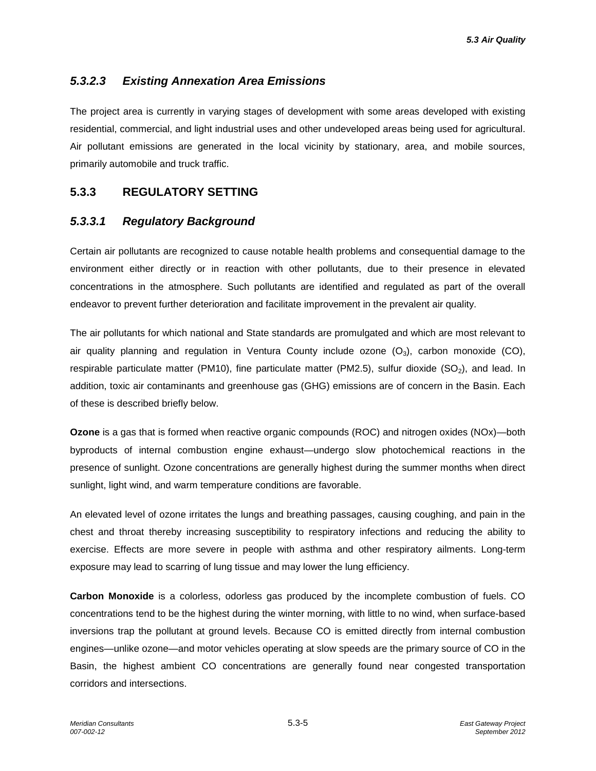### *5.3.2.3 Existing Annexation Area Emissions*

The project area is currently in varying stages of development with some areas developed with existing residential, commercial, and light industrial uses and other undeveloped areas being used for agricultural. Air pollutant emissions are generated in the local vicinity by stationary, area, and mobile sources, primarily automobile and truck traffic.

## 5.3.3 REGULATORY SETTING

### *5.3.3.1 Regulatory Background*

Certain air pollutants are recognized to cause notable health problems and consequential damage to the environment either directly or in reaction with other pollutants, due to their presence in elevated concentrations in the atmosphere. Such pollutants are identified and regulated as part of the overall endeavor to prevent further deterioration and facilitate improvement in the prevalent air quality.

The air pollutants for which national and State standards are promulgated and which are most relevant to air quality planning and regulation in Ventura County include ozone ($O_3$), carbon monoxide (CO), respirable particulate matter (PM10), fine particulate matter (PM2.5), sulfur dioxide ($SO_2$), and lead. In addition, toxic air contaminants and greenhouse gas (GHG) emissions are of concern in the Basin. Each of these is described briefly below.

**Ozone** is a gas that is formed when reactive organic compounds (ROC) and nitrogen oxides (NOx)—both byproducts of internal combustion engine exhaust—undergo slow photochemical reactions in the presence of sunlight. Ozone concentrations are generally highest during the summer months when direct sunlight, light wind, and warm temperature conditions are favorable.

An elevated level of ozone irritates the lungs and breathing passages, causing coughing, and pain in the chest and throat thereby increasing susceptibility to respiratory infections and reducing the ability to exercise. Effects are more severe in people with asthma and other respiratory ailments. Long-term exposure may lead to scarring of lung tissue and may lower the lung efficiency.

**Carbon Monoxide** is a colorless, odorless gas produced by the incomplete combustion of fuels. CO concentrations tend to be the highest during the winter morning, with little to no wind, when surface-based inversions trap the pollutant at ground levels. Because CO is emitted directly from internal combustion engines—unlike ozone—and motor vehicles operating at slow speeds are the primary source of CO in the Basin, the highest ambient CO concentrations are generally found near congested transportation corridors and intersections.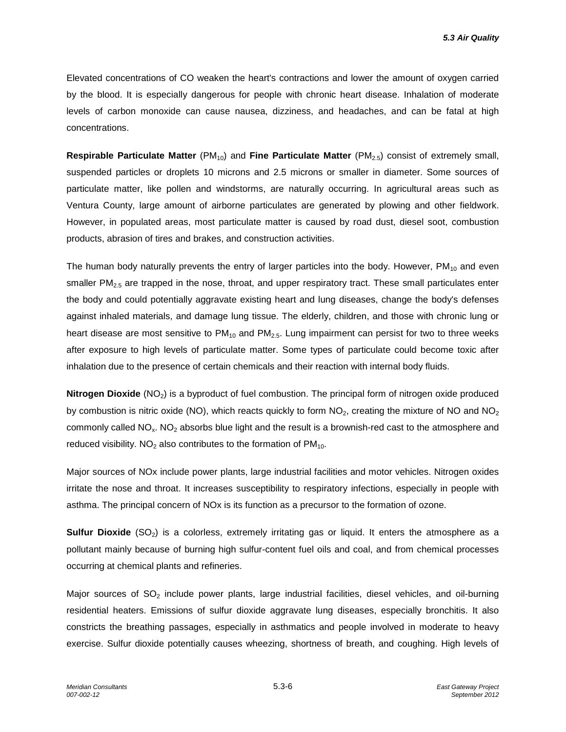Elevated concentrations of CO weaken the heart's contractions and lower the amount of oxygen carried by the blood. It is especially dangerous for people with chronic heart disease. Inhalation of moderate levels of carbon monoxide can cause nausea, dizziness, and headaches, and can be fatal at high concentrations.

**Respirable Particulate Matter** ($PM_{10}$) and **Fine Particulate Matter** ($PM_{2.5}$) consist of extremely small, suspended particles or droplets 10 microns and 2.5 microns or smaller in diameter. Some sources of particulate matter, like pollen and windstorms, are naturally occurring. In agricultural areas such as Ventura County, large amount of airborne particulates are generated by plowing and other fieldwork. However, in populated areas, most particulate matter is caused by road dust, diesel soot, combustion products, abrasion of tires and brakes, and construction activities.

The human body naturally prevents the entry of larger particles into the body. However, $PM_{10}$ and even smaller $PM_{2.5}$ are trapped in the nose, throat, and upper respiratory tract. These small particulates enter the body and could potentially aggravate existing heart and lung diseases, change the body's defenses against inhaled materials, and damage lung tissue. The elderly, children, and those with chronic lung or heart disease are most sensitive to $PM_{10}$ and $PM_{2.5}$. Lung impairment can persist for two to three weeks after exposure to high levels of particulate matter. Some types of particulate could become toxic after inhalation due to the presence of certain chemicals and their reaction with internal body fluids.

**Nitrogen Dioxide** ($NO_2$) is a byproduct of fuel combustion. The principal form of nitrogen oxide produced by combustion is nitric oxide (NO), which reacts quickly to form $NO_2$, creating the mixture of NO and $NO_2$ commonly called $NO_x$. $NO_2$ absorbs blue light and the result is a brownish-red cast to the atmosphere and reduced visibility. $NO_2$ also contributes to the formation of $PM_{10}$.

Major sources of NOx include power plants, large industrial facilities and motor vehicles. Nitrogen oxides irritate the nose and throat. It increases susceptibility to respiratory infections, especially in people with asthma. The principal concern of NOx is its function as a precursor to the formation of ozone.

**Sulfur Dioxide** ($SO_2$) is a colorless, extremely irritating gas or liquid. It enters the atmosphere as a pollutant mainly because of burning high sulfur-content fuel oils and coal, and from chemical processes occurring at chemical plants and refineries.

Major sources of $SO_2$ include power plants, large industrial facilities, diesel vehicles, and oil-burning residential heaters. Emissions of sulfur dioxide aggravate lung diseases, especially bronchitis. It also constricts the breathing passages, especially in asthmatics and people involved in moderate to heavy exercise. Sulfur dioxide potentially causes wheezing, shortness of breath, and coughing. High levels of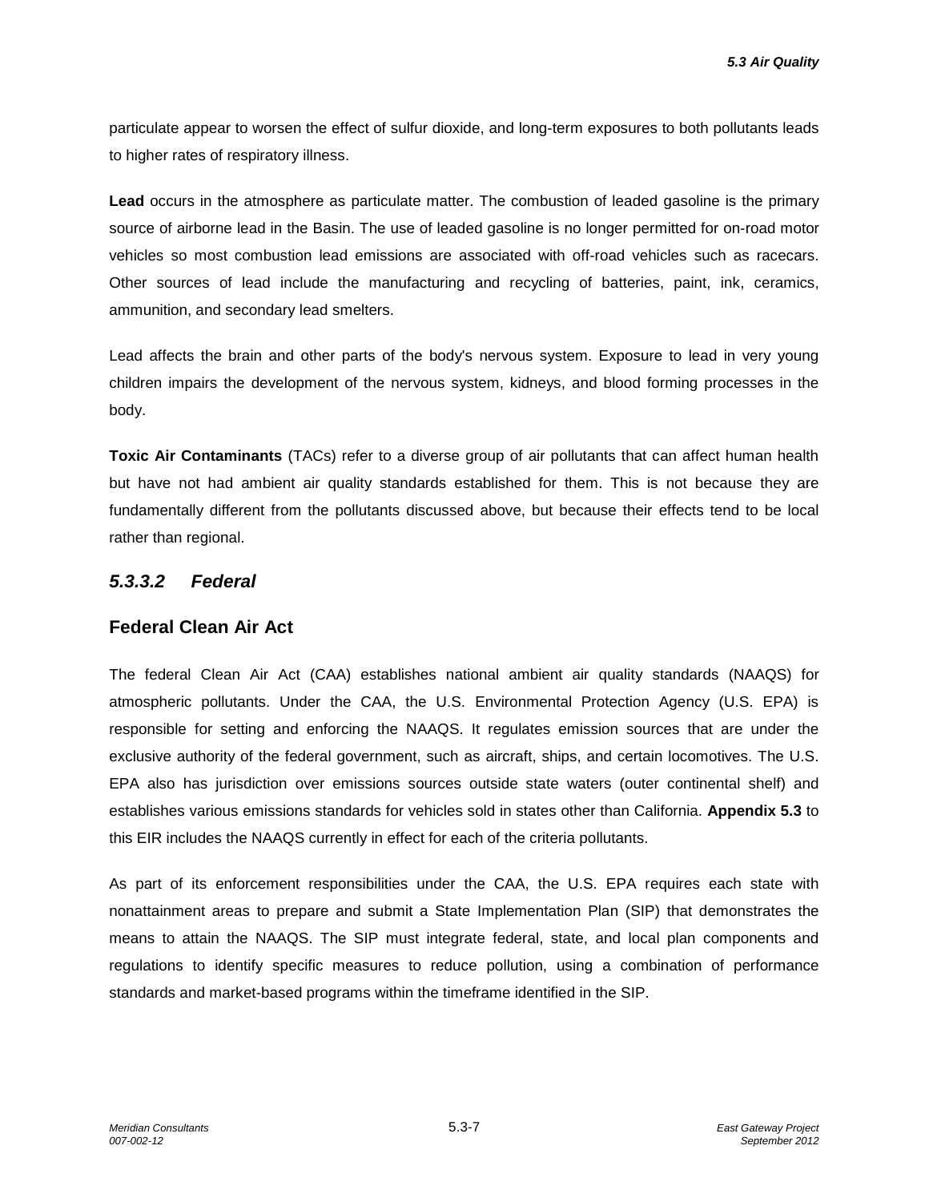particulate appear to worsen the effect of sulfur dioxide, and long-term exposures to both pollutants leads to higher rates of respiratory illness.

**Lead** occurs in the atmosphere as particulate matter. The combustion of leaded gasoline is the primary source of airborne lead in the Basin. The use of leaded gasoline is no longer permitted for on-road motor vehicles so most combustion lead emissions are associated with off-road vehicles such as racecars. Other sources of lead include the manufacturing and recycling of batteries, paint, ink, ceramics, ammunition, and secondary lead smelters.

Lead affects the brain and other parts of the body's nervous system. Exposure to lead in very young children impairs the development of the nervous system, kidneys, and blood forming processes in the body.

**Toxic Air Contaminants** (TACs) refer to a diverse group of air pollutants that can affect human health but have not had ambient air quality standards established for them. This is not because they are fundamentally different from the pollutants discussed above, but because their effects tend to be local rather than regional.

### *5.3.3.2 Federal*

## Federal Clean Air Act

The federal Clean Air Act (CAA) establishes national ambient air quality standards (NAAQS) for atmospheric pollutants. Under the CAA, the U.S. Environmental Protection Agency (U.S. EPA) is responsible for setting and enforcing the NAAQS. It regulates emission sources that are under the exclusive authority of the federal government, such as aircraft, ships, and certain locomotives. The U.S. EPA also has jurisdiction over emissions sources outside state waters (outer continental shelf) and establishes various emissions standards for vehicles sold in states other than California. **Appendix 5.3** to this EIR includes the NAAQS currently in effect for each of the criteria pollutants.

As part of its enforcement responsibilities under the CAA, the U.S. EPA requires each state with nonattainment areas to prepare and submit a State Implementation Plan (SIP) that demonstrates the means to attain the NAAQS. The SIP must integrate federal, state, and local plan components and regulations to identify specific measures to reduce pollution, using a combination of performance standards and market-based programs within the timeframe identified in the SIP.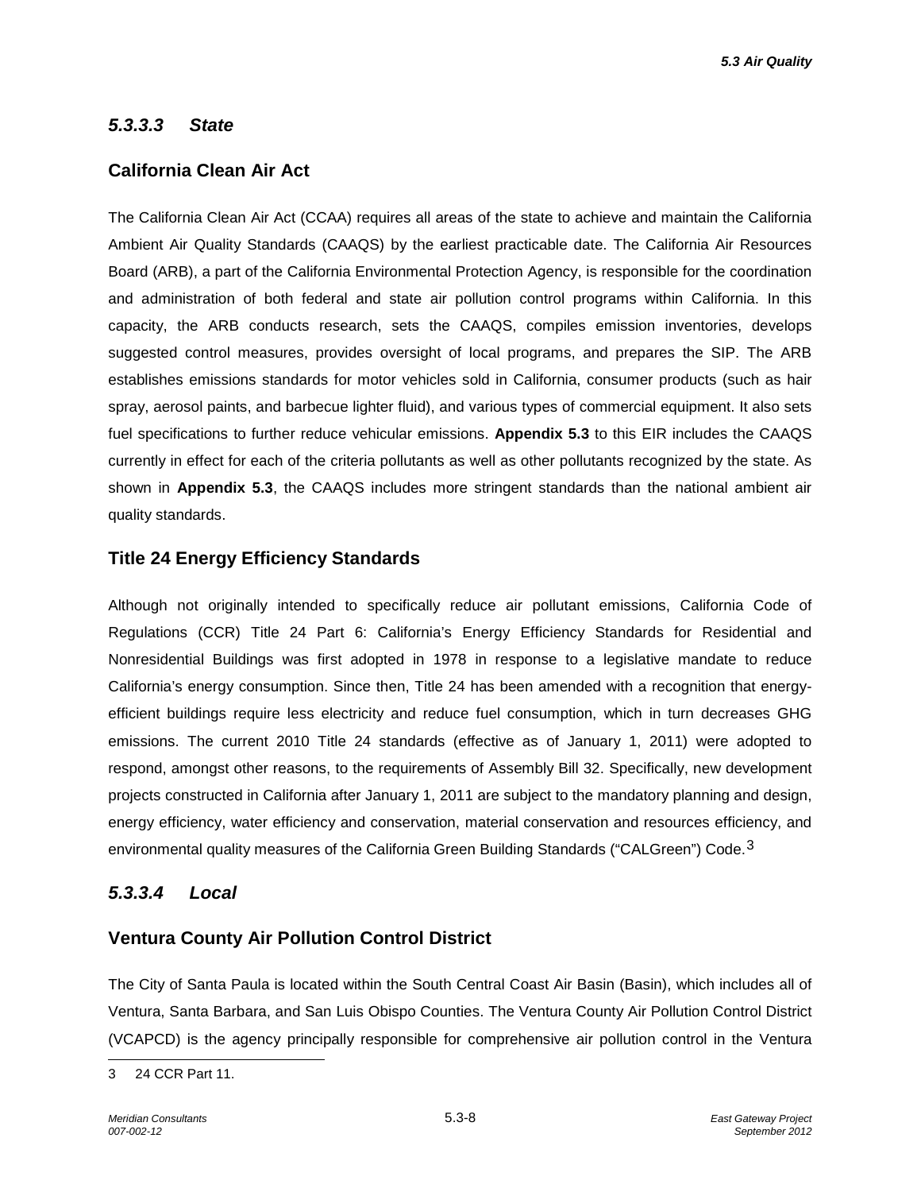### *5.3.3.3 State*

## California Clean Air Act

The California Clean Air Act (CCAA) requires all areas of the state to achieve and maintain the California Ambient Air Quality Standards (CAAQS) by the earliest practicable date. The California Air Resources Board (ARB), a part of the California Environmental Protection Agency, is responsible for the coordination and administration of both federal and state air pollution control programs within California. In this capacity, the ARB conducts research, sets the CAAQS, compiles emission inventories, develops suggested control measures, provides oversight of local programs, and prepares the SIP. The ARB establishes emissions standards for motor vehicles sold in California, consumer products (such as hair spray, aerosol paints, and barbecue lighter fluid), and various types of commercial equipment. It also sets fuel specifications to further reduce vehicular emissions. **Appendix 5.3** to this EIR includes the CAAQS currently in effect for each of the criteria pollutants as well as other pollutants recognized by the state. As shown in **Appendix 5.3**, the CAAQS includes more stringent standards than the national ambient air quality standards.

## Title 24 Energy Efficiency Standards

Although not originally intended to specifically reduce air pollutant emissions, California Code of Regulations (CCR) Title 24 Part 6: California's Energy Efficiency Standards for Residential and Nonresidential Buildings was first adopted in 1978 in response to a legislative mandate to reduce California's energy consumption. Since then, Title 24 has been amended with a recognition that energy-efficient buildings require less electricity and reduce fuel consumption, which in turn decreases GHG emissions. The current 2010 Title 24 standards (effective as of January 1, 2011) were adopted to respond, amongst other reasons, to the requirements of Assembly Bill 32. Specifically, new development projects constructed in California after January 1, 2011 are subject to the mandatory planning and design, energy efficiency, water efficiency and conservation, material conservation and resources efficiency, and environmental quality measures of the California Green Building Standards ("CALGreen") Code.[3]

### *5.3.3.4 Local*

## Ventura County Air Pollution Control District

The City of Santa Paula is located within the South Central Coast Air Basin (Basin), which includes all of Ventura, Santa Barbara, and San Luis Obispo Counties. The Ventura County Air Pollution Control District (VCAPCD) is the agency principally responsible for comprehensive air pollution control in the Ventura

---

3 24 CCR Part 11.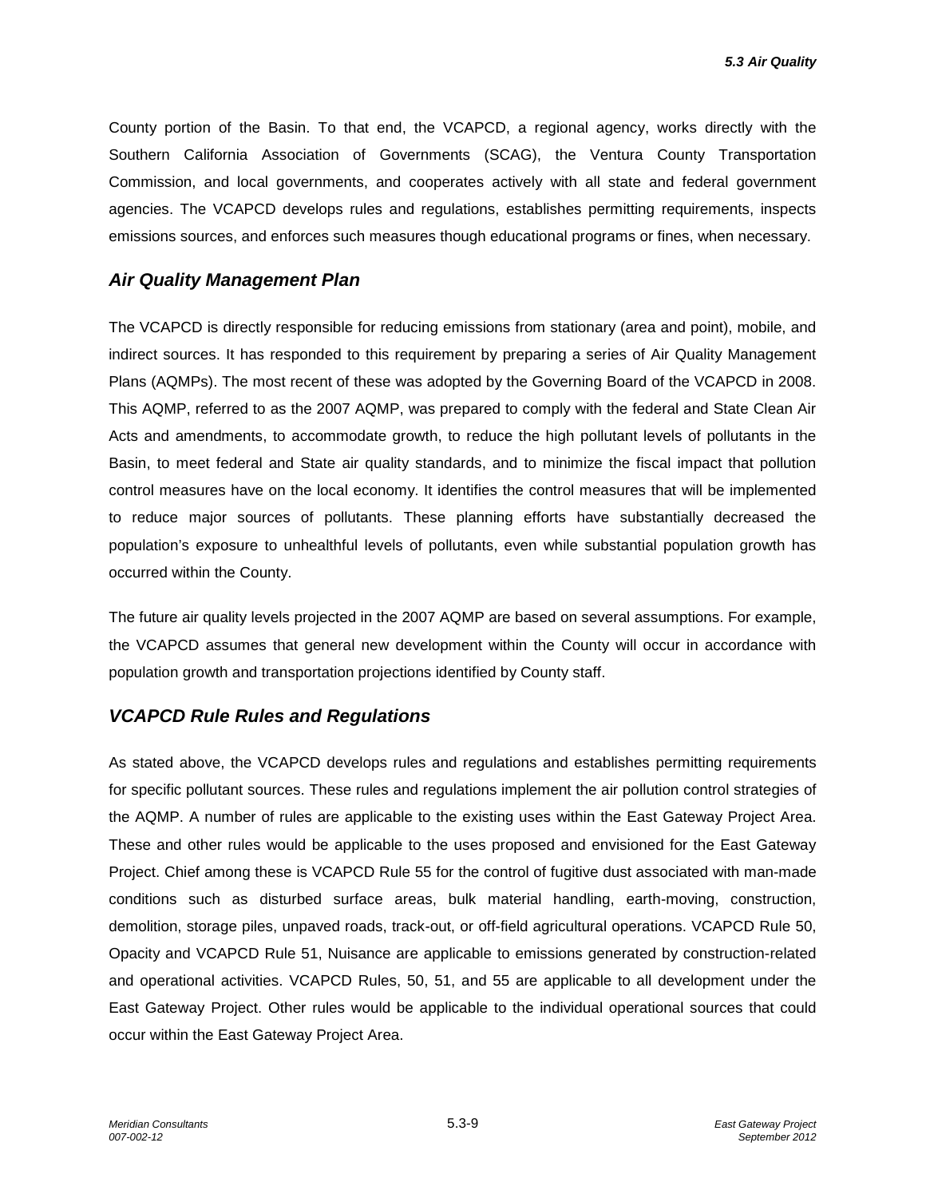County portion of the Basin. To that end, the VCAPCD, a regional agency, works directly with the Southern California Association of Governments (SCAG), the Ventura County Transportation Commission, and local governments, and cooperates actively with all state and federal government agencies. The VCAPCD develops rules and regulations, establishes permitting requirements, inspects emissions sources, and enforces such measures though educational programs or fines, when necessary.

### *Air Quality Management Plan*

The VCAPCD is directly responsible for reducing emissions from stationary (area and point), mobile, and indirect sources. It has responded to this requirement by preparing a series of Air Quality Management Plans (AQMPs). The most recent of these was adopted by the Governing Board of the VCAPCD in 2008. This AQMP, referred to as the 2007 AQMP, was prepared to comply with the federal and State Clean Air Acts and amendments, to accommodate growth, to reduce the high pollutant levels of pollutants in the Basin, to meet federal and State air quality standards, and to minimize the fiscal impact that pollution control measures have on the local economy. It identifies the control measures that will be implemented to reduce major sources of pollutants. These planning efforts have substantially decreased the population's exposure to unhealthful levels of pollutants, even while substantial population growth has occurred within the County.

The future air quality levels projected in the 2007 AQMP are based on several assumptions. For example, the VCAPCD assumes that general new development within the County will occur in accordance with population growth and transportation projections identified by County staff.

### *VCAPCD Rule Rules and Regulations*

As stated above, the VCAPCD develops rules and regulations and establishes permitting requirements for specific pollutant sources. These rules and regulations implement the air pollution control strategies of the AQMP. A number of rules are applicable to the existing uses within the East Gateway Project Area. These and other rules would be applicable to the uses proposed and envisioned for the East Gateway Project. Chief among these is VCAPCD Rule 55 for the control of fugitive dust associated with man-made conditions such as disturbed surface areas, bulk material handling, earth-moving, construction, demolition, storage piles, unpaved roads, track-out, or off-field agricultural operations. VCAPCD Rule 50, Opacity and VCAPCD Rule 51, Nuisance are applicable to emissions generated by construction-related and operational activities. VCAPCD Rules, 50, 51, and 55 are applicable to all development under the East Gateway Project. Other rules would be applicable to the individual operational sources that could occur within the East Gateway Project Area.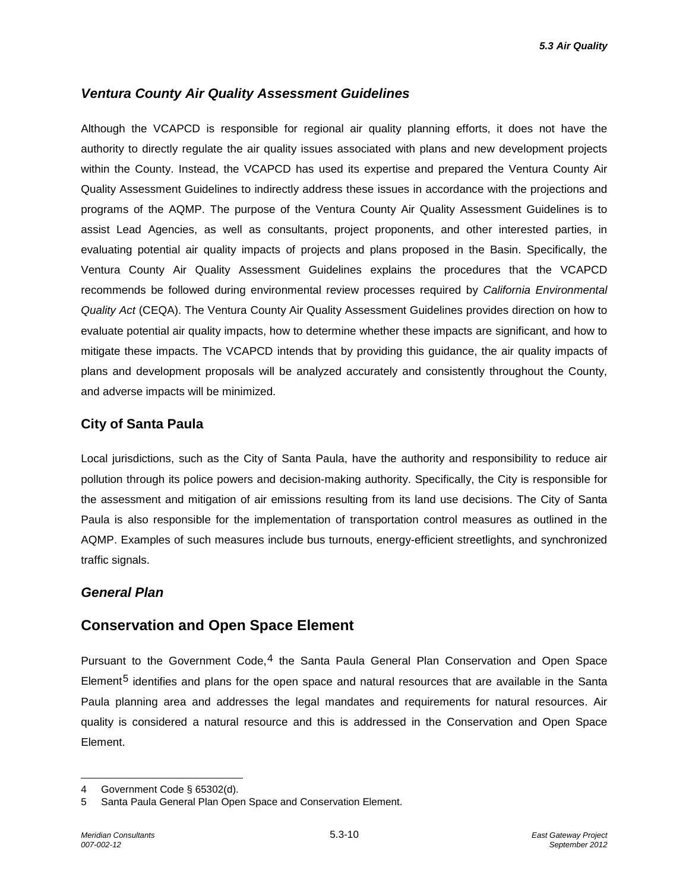### *Ventura County Air Quality Assessment Guidelines*

Although the VCAPCD is responsible for regional air quality planning efforts, it does not have the authority to directly regulate the air quality issues associated with plans and new development projects within the County. Instead, the VCAPCD has used its expertise and prepared the Ventura County Air Quality Assessment Guidelines to indirectly address these issues in accordance with the projections and programs of the AQMP. The purpose of the Ventura County Air Quality Assessment Guidelines is to assist Lead Agencies, as well as consultants, project proponents, and other interested parties, in evaluating potential air quality impacts of projects and plans proposed in the Basin. Specifically, the Ventura County Air Quality Assessment Guidelines explains the procedures that the VCAPCD recommends be followed during environmental review processes required by *California Environmental Quality Act* (CEQA). The Ventura County Air Quality Assessment Guidelines provides direction on how to evaluate potential air quality impacts, how to determine whether these impacts are significant, and how to mitigate these impacts. The VCAPCD intends that by providing this guidance, the air quality impacts of plans and development proposals will be analyzed accurately and consistently throughout the County, and adverse impacts will be minimized.

## City of Santa Paula

Local jurisdictions, such as the City of Santa Paula, have the authority and responsibility to reduce air pollution through its police powers and decision-making authority. Specifically, the City is responsible for the assessment and mitigation of air emissions resulting from its land use decisions. The City of Santa Paula is also responsible for the implementation of transportation control measures as outlined in the AQMP. Examples of such measures include bus turnouts, energy-efficient streetlights, and synchronized traffic signals.

### *General Plan*

## Conservation and Open Space Element

Pursuant to the Government Code,[4] the Santa Paula General Plan Conservation and Open Space Element[5] identifies and plans for the open space and natural resources that are available in the Santa Paula planning area and addresses the legal mandates and requirements for natural resources. Air quality is considered a natural resource and this is addressed in the Conservation and Open Space Element.

---

4 Government Code § 65302(d).

5 Santa Paula General Plan Open Space and Conservation Element.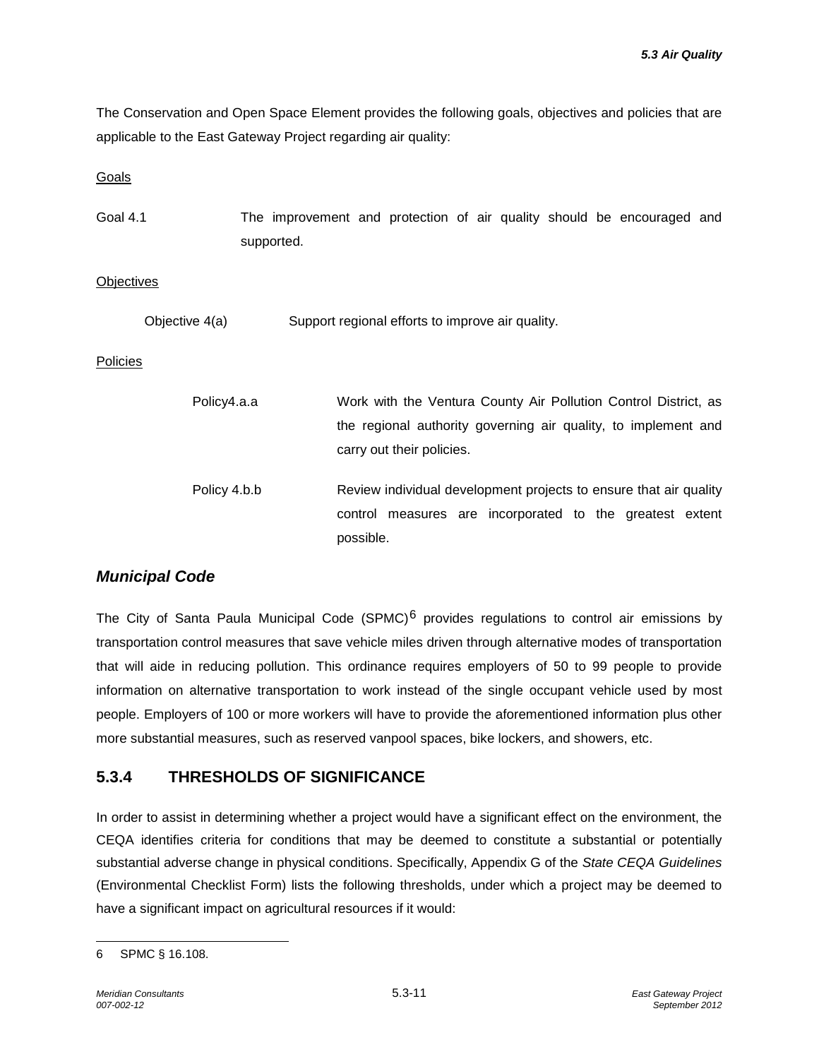The Conservation and Open Space Element provides the following goals, objectives and policies that are applicable to the East Gateway Project regarding air quality:

Goals

Goal 4.1 The improvement and protection of air quality should be encouraged and supported.

Objectives

Objective 4(a) Support regional efforts to improve air quality.

Policies

Policy4.a.a Work with the Ventura County Air Pollution Control District, as the regional authority governing air quality, to implement and carry out their policies.

Policy 4.b.b Review individual development projects to ensure that air quality control measures are incorporated to the greatest extent possible.

### *Municipal Code*

The City of Santa Paula Municipal Code (SPMC)[6] provides regulations to control air emissions by transportation control measures that save vehicle miles driven through alternative modes of transportation that will aide in reducing pollution. This ordinance requires employers of 50 to 99 people to provide information on alternative transportation to work instead of the single occupant vehicle used by most people. Employers of 100 or more workers will have to provide the aforementioned information plus other more substantial measures, such as reserved vanpool spaces, bike lockers, and showers, etc.

## 5.3.4 THRESHOLDS OF SIGNIFICANCE

In order to assist in determining whether a project would have a significant effect on the environment, the CEQA identifies criteria for conditions that may be deemed to constitute a substantial or potentially substantial adverse change in physical conditions. Specifically, Appendix G of the *State CEQA Guidelines* (Environmental Checklist Form) lists the following thresholds, under which a project may be deemed to have a significant impact on agricultural resources if it would:

---

6 SPMC § 16.108.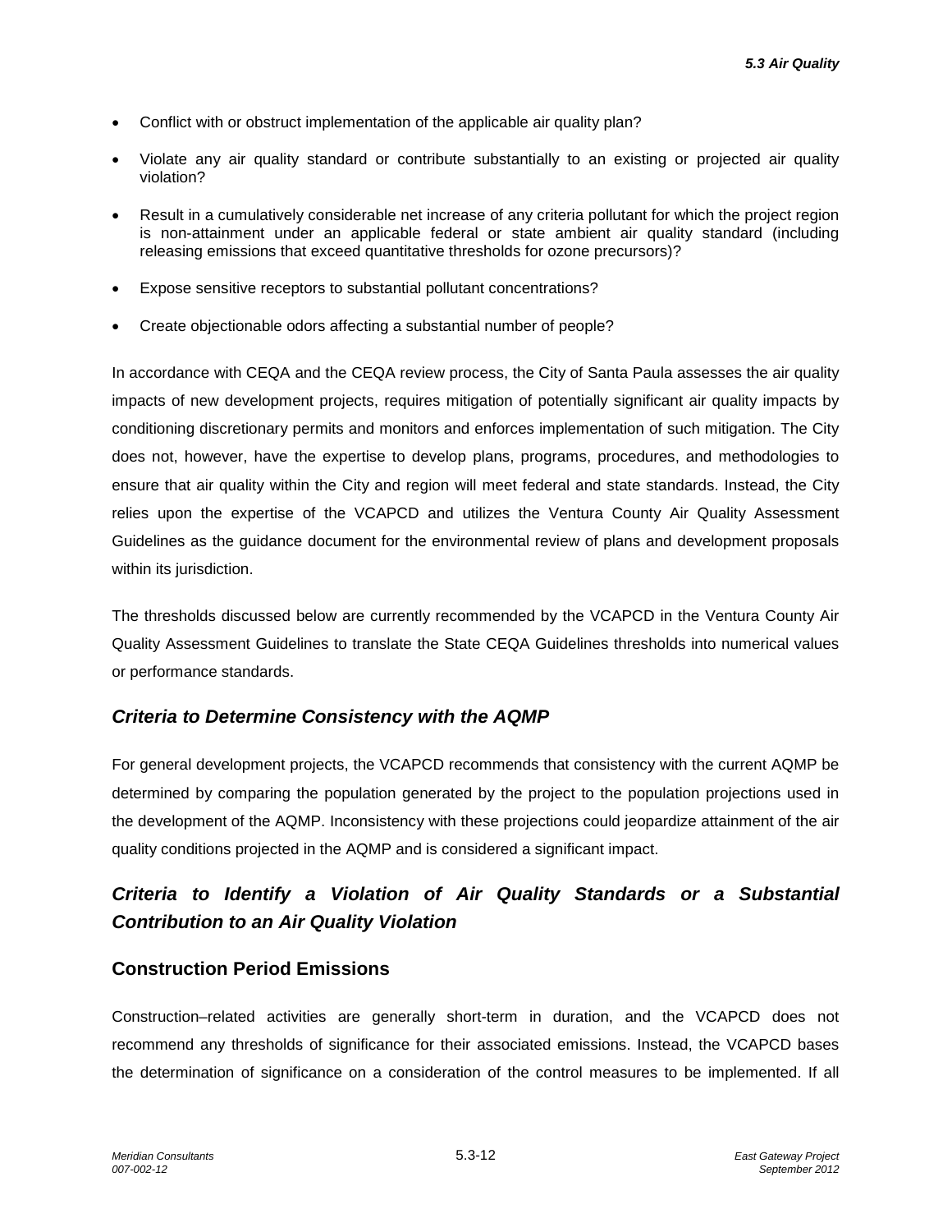- Conflict with or obstruct implementation of the applicable air quality plan?
- Violate any air quality standard or contribute substantially to an existing or projected air quality violation?
- Result in a cumulatively considerable net increase of any criteria pollutant for which the project region is non-attainment under an applicable federal or state ambient air quality standard (including releasing emissions that exceed quantitative thresholds for ozone precursors)?
- Expose sensitive receptors to substantial pollutant concentrations?
- Create objectionable odors affecting a substantial number of people?

In accordance with CEQA and the CEQA review process, the City of Santa Paula assesses the air quality impacts of new development projects, requires mitigation of potentially significant air quality impacts by conditioning discretionary permits and monitors and enforces implementation of such mitigation. The City does not, however, have the expertise to develop plans, programs, procedures, and methodologies to ensure that air quality within the City and region will meet federal and state standards. Instead, the City relies upon the expertise of the VCAPCD and utilizes the Ventura County Air Quality Assessment Guidelines as the guidance document for the environmental review of plans and development proposals within its jurisdiction.

The thresholds discussed below are currently recommended by the VCAPCD in the Ventura County Air Quality Assessment Guidelines to translate the State CEQA Guidelines thresholds into numerical values or performance standards.

### *Criteria to Determine Consistency with the AQMP*

For general development projects, the VCAPCD recommends that consistency with the current AQMP be determined by comparing the population generated by the project to the population projections used in the development of the AQMP. Inconsistency with these projections could jeopardize attainment of the air quality conditions projected in the AQMP and is considered a significant impact.

### *Criteria to Identify a Violation of Air Quality Standards or a Substantial Contribution to an Air Quality Violation*

#### Construction Period Emissions

Construction–related activities are generally short-term in duration, and the VCAPCD does not recommend any thresholds of significance for their associated emissions. Instead, the VCAPCD bases the determination of significance on a consideration of the control measures to be implemented. If all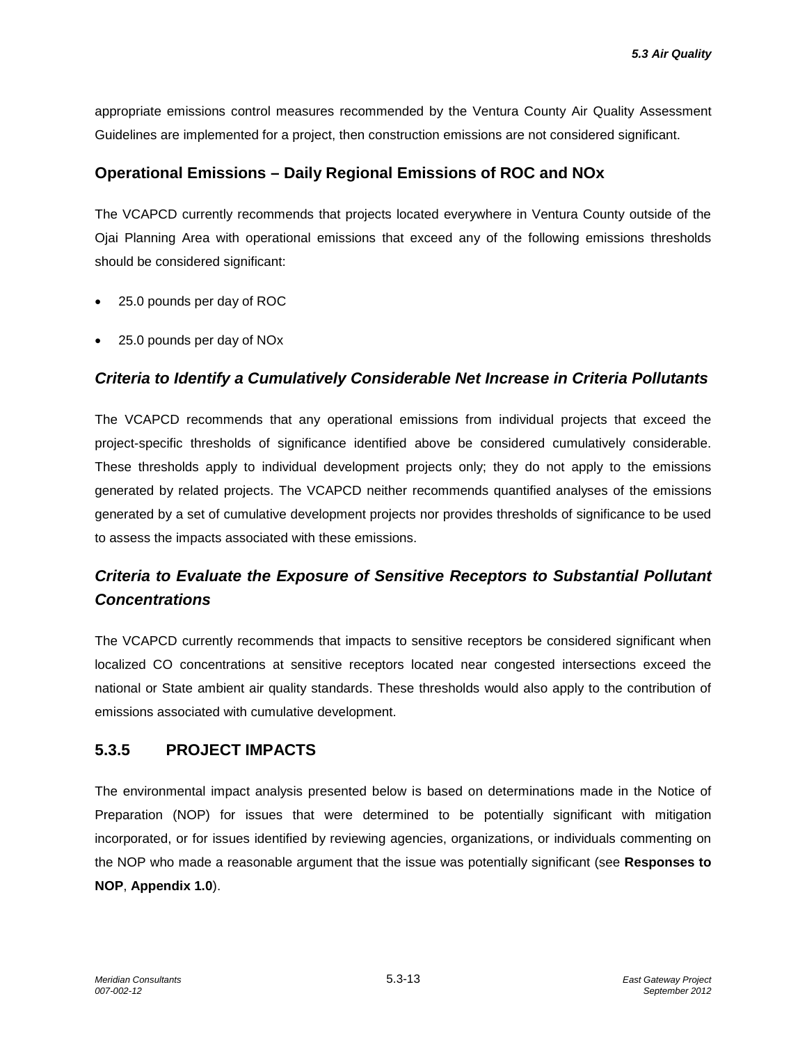appropriate emissions control measures recommended by the Ventura County Air Quality Assessment Guidelines are implemented for a project, then construction emissions are not considered significant.

### Operational Emissions – Daily Regional Emissions of ROC and NOx

The VCAPCD currently recommends that projects located everywhere in Ventura County outside of the Ojai Planning Area with operational emissions that exceed any of the following emissions thresholds should be considered significant:

- 25.0 pounds per day of ROC
- 25.0 pounds per day of NOx

### *Criteria to Identify a Cumulatively Considerable Net Increase in Criteria Pollutants*

The VCAPCD recommends that any operational emissions from individual projects that exceed the project-specific thresholds of significance identified above be considered cumulatively considerable. These thresholds apply to individual development projects only; they do not apply to the emissions generated by related projects. The VCAPCD neither recommends quantified analyses of the emissions generated by a set of cumulative development projects nor provides thresholds of significance to be used to assess the impacts associated with these emissions.

### *Criteria to Evaluate the Exposure of Sensitive Receptors to Substantial Pollutant Concentrations*

The VCAPCD currently recommends that impacts to sensitive receptors be considered significant when localized CO concentrations at sensitive receptors located near congested intersections exceed the national or State ambient air quality standards. These thresholds would also apply to the contribution of emissions associated with cumulative development.

## 5.3.5 PROJECT IMPACTS

The environmental impact analysis presented below is based on determinations made in the Notice of Preparation (NOP) for issues that were determined to be potentially significant with mitigation incorporated, or for issues identified by reviewing agencies, organizations, or individuals commenting on the NOP who made a reasonable argument that the issue was potentially significant (see **Responses to NOP**, **Appendix 1.0**).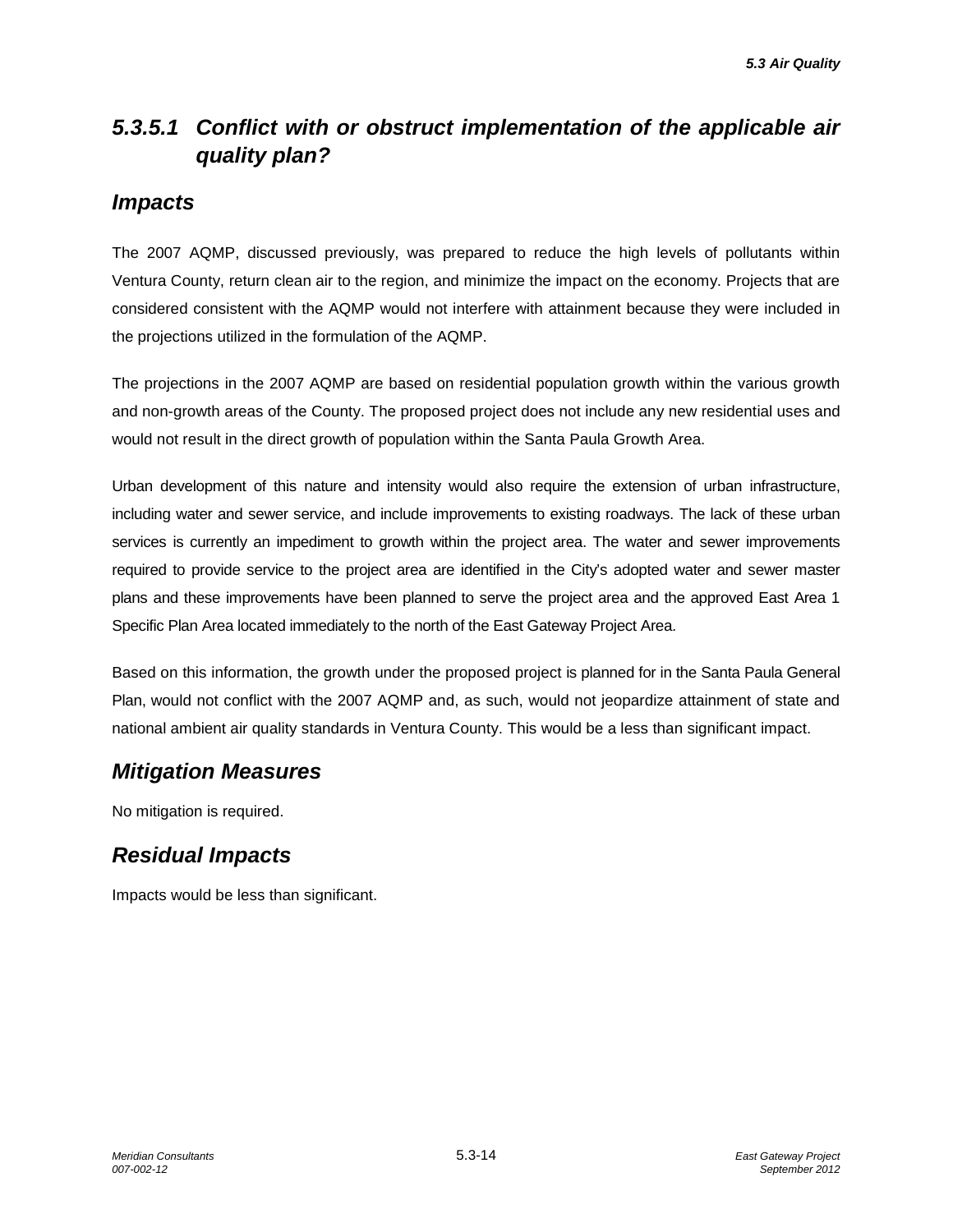### *5.3.5.1 Conflict with or obstruct implementation of the applicable air quality plan?*

## *Impacts*

The 2007 AQMP, discussed previously, was prepared to reduce the high levels of pollutants within Ventura County, return clean air to the region, and minimize the impact on the economy. Projects that are considered consistent with the AQMP would not interfere with attainment because they were included in the projections utilized in the formulation of the AQMP.

The projections in the 2007 AQMP are based on residential population growth within the various growth and non-growth areas of the County. The proposed project does not include any new residential uses and would not result in the direct growth of population within the Santa Paula Growth Area.

Urban development of this nature and intensity would also require the extension of urban infrastructure, including water and sewer service, and include improvements to existing roadways. The lack of these urban services is currently an impediment to growth within the project area. The water and sewer improvements required to provide service to the project area are identified in the City's adopted water and sewer master plans and these improvements have been planned to serve the project area and the approved East Area 1 Specific Plan Area located immediately to the north of the East Gateway Project Area.

Based on this information, the growth under the proposed project is planned for in the Santa Paula General Plan, would not conflict with the 2007 AQMP and, as such, would not jeopardize attainment of state and national ambient air quality standards in Ventura County. This would be a less than significant impact.

## *Mitigation Measures*

No mitigation is required.

## *Residual Impacts*

Impacts would be less than significant.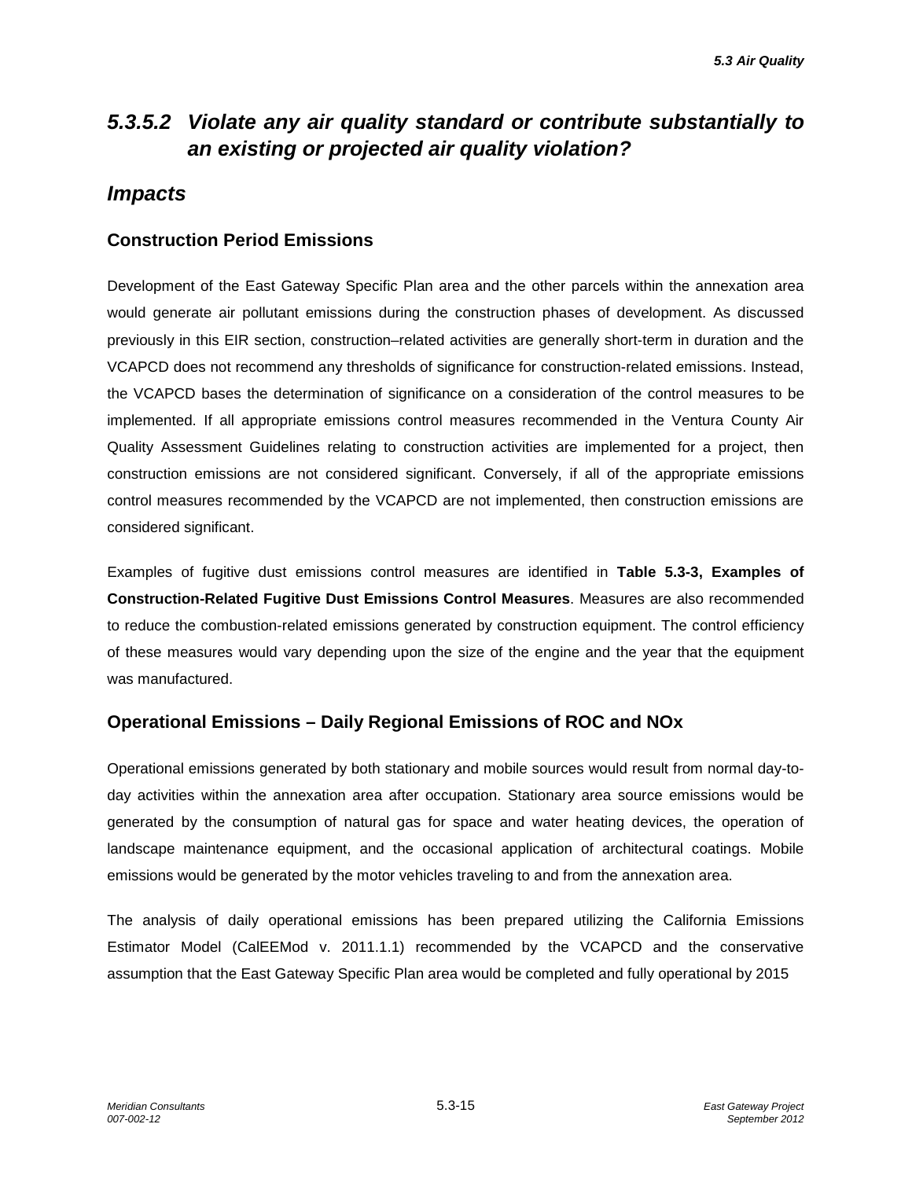## *5.3.5.2 Violate any air quality standard or contribute substantially to an existing or projected air quality violation?*

## *Impacts*

### Construction Period Emissions

Development of the East Gateway Specific Plan area and the other parcels within the annexation area would generate air pollutant emissions during the construction phases of development. As discussed previously in this EIR section, construction–related activities are generally short-term in duration and the VCAPCD does not recommend any thresholds of significance for construction-related emissions. Instead, the VCAPCD bases the determination of significance on a consideration of the control measures to be implemented. If all appropriate emissions control measures recommended in the Ventura County Air Quality Assessment Guidelines relating to construction activities are implemented for a project, then construction emissions are not considered significant. Conversely, if all of the appropriate emissions control measures recommended by the VCAPCD are not implemented, then construction emissions are considered significant.

Examples of fugitive dust emissions control measures are identified in **Table 5.3-3, Examples of Construction-Related Fugitive Dust Emissions Control Measures**. Measures are also recommended to reduce the combustion-related emissions generated by construction equipment. The control efficiency of these measures would vary depending upon the size of the engine and the year that the equipment was manufactured.

### Operational Emissions – Daily Regional Emissions of ROC and NOx

Operational emissions generated by both stationary and mobile sources would result from normal day-to-day activities within the annexation area after occupation. Stationary area source emissions would be generated by the consumption of natural gas for space and water heating devices, the operation of landscape maintenance equipment, and the occasional application of architectural coatings. Mobile emissions would be generated by the motor vehicles traveling to and from the annexation area.

The analysis of daily operational emissions has been prepared utilizing the California Emissions Estimator Model (CalEEMod v. 2011.1.1) recommended by the VCAPCD and the conservative assumption that the East Gateway Specific Plan area would be completed and fully operational by 2015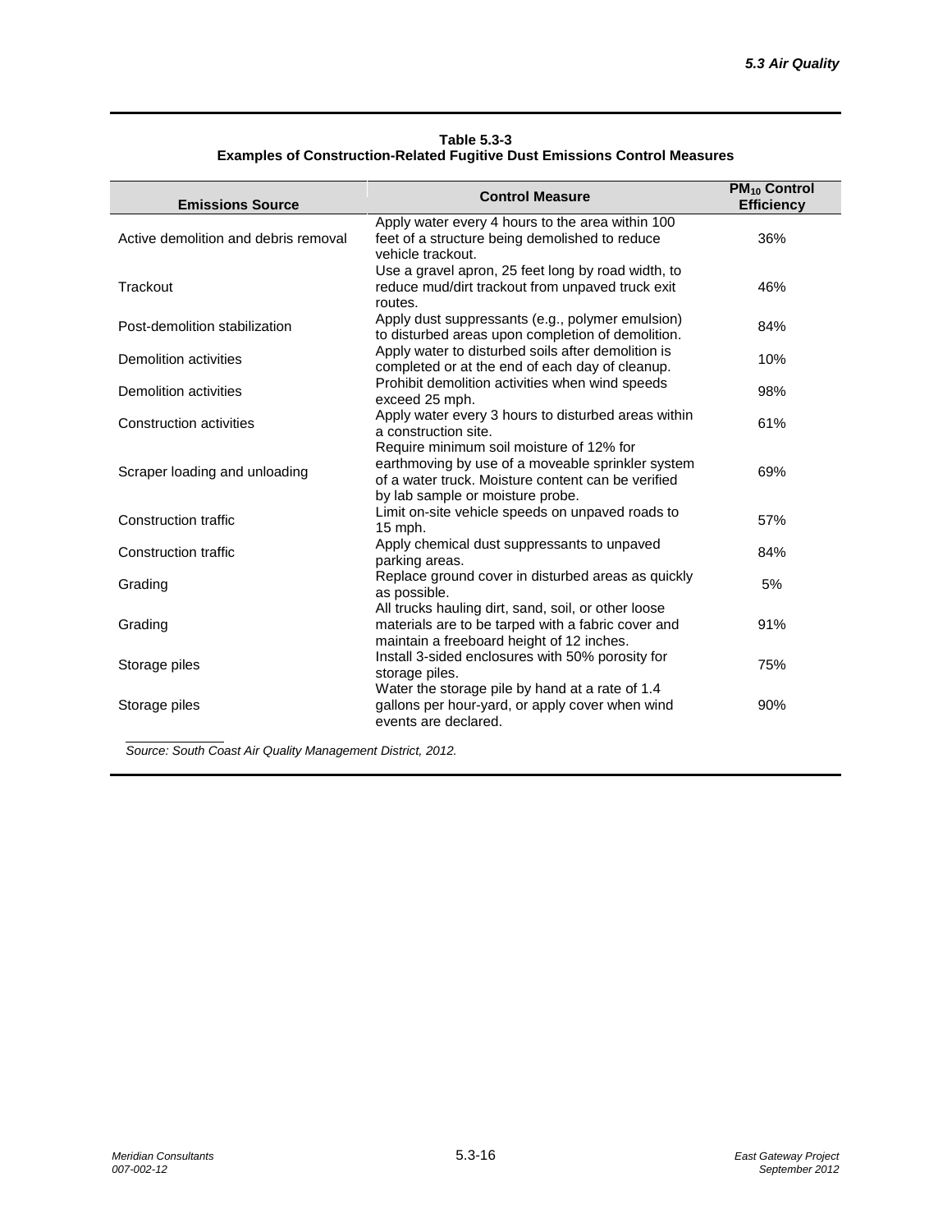**Table 5.3-3**
**Examples of Construction-Related Fugitive Dust Emissions Control Measures**

| Emissions Source | Control Measure | $PM_{10}$ Control Efficiency |
|---|---|---|
| Active demolition and debris removal | Apply water every 4 hours to the area within 100 feet of a structure being demolished to reduce vehicle trackout. | 36% |
| Trackout | Use a gravel apron, 25 feet long by road width, to reduce mud/dirt trackout from unpaved truck exit routes. | 46% |
| Post-demolition stabilization | Apply dust suppressants (e.g., polymer emulsion) to disturbed areas upon completion of demolition. | 84% |
| Demolition activities | Apply water to disturbed soils after demolition is completed or at the end of each day of cleanup. | 10% |
| Demolition activities | Prohibit demolition activities when wind speeds exceed 25 mph. | 98% |
| Construction activities | Apply water every 3 hours to disturbed areas within a construction site. | 61% |
| Scraper loading and unloading | Require minimum soil moisture of 12% for earthmoving by use of a moveable sprinkler system of a water truck. Moisture content can be verified by lab sample or moisture probe. | 69% |
| Construction traffic | Limit on-site vehicle speeds on unpaved roads to 15 mph. | 57% |
| Construction traffic | Apply chemical dust suppressants to unpaved parking areas. | 84% |
| Grading | Replace ground cover in disturbed areas as quickly as possible. | 5% |
| Grading | All trucks hauling dirt, sand, soil, or other loose materials are to be tarped with a fabric cover and maintain a freeboard height of 12 inches. | 91% |
| Storage piles | Install 3-sided enclosures with 50% porosity for storage piles. | 75% |
| Storage piles | Water the storage pile by hand at a rate of 1.4 gallons per hour-yard, or apply cover when wind events are declared. | 90% |

*Source: South Coast Air Quality Management District, 2012.*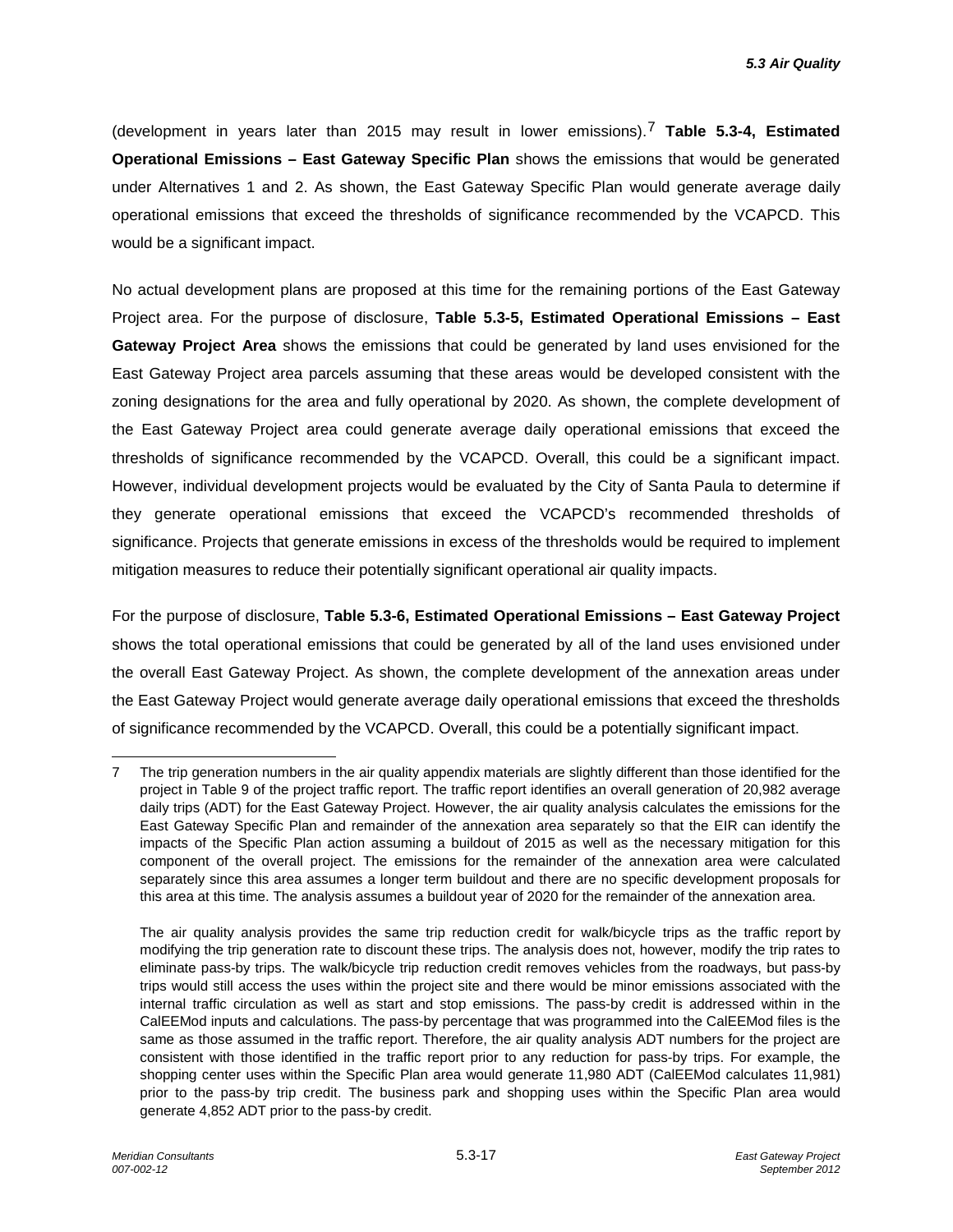(development in years later than 2015 may result in lower emissions).[7] **Table 5.3-4, Estimated Operational Emissions – East Gateway Specific Plan** shows the emissions that would be generated under Alternatives 1 and 2. As shown, the East Gateway Specific Plan would generate average daily operational emissions that exceed the thresholds of significance recommended by the VCAPCD. This would be a significant impact.

No actual development plans are proposed at this time for the remaining portions of the East Gateway Project area. For the purpose of disclosure, **Table 5.3-5, Estimated Operational Emissions – East Gateway Project Area** shows the emissions that could be generated by land uses envisioned for the East Gateway Project area parcels assuming that these areas would be developed consistent with the zoning designations for the area and fully operational by 2020. As shown, the complete development of the East Gateway Project area could generate average daily operational emissions that exceed the thresholds of significance recommended by the VCAPCD. Overall, this could be a significant impact. However, individual development projects would be evaluated by the City of Santa Paula to determine if they generate operational emissions that exceed the VCAPCD's recommended thresholds of significance. Projects that generate emissions in excess of the thresholds would be required to implement mitigation measures to reduce their potentially significant operational air quality impacts.

For the purpose of disclosure, **Table 5.3-6, Estimated Operational Emissions – East Gateway Project** shows the total operational emissions that could be generated by all of the land uses envisioned under the overall East Gateway Project. As shown, the complete development of the annexation areas under the East Gateway Project would generate average daily operational emissions that exceed the thresholds of significance recommended by the VCAPCD. Overall, this could be a potentially significant impact.

---

7 The trip generation numbers in the air quality appendix materials are slightly different than those identified for the project in Table 9 of the project traffic report. The traffic report identifies an overall generation of 20,982 average daily trips (ADT) for the East Gateway Project. However, the air quality analysis calculates the emissions for the East Gateway Specific Plan and remainder of the annexation area separately so that the EIR can identify the impacts of the Specific Plan action assuming a buildout of 2015 as well as the necessary mitigation for this component of the overall project. The emissions for the remainder of the annexation area were calculated separately since this area assumes a longer term buildout and there are no specific development proposals for this area at this time. The analysis assumes a buildout year of 2020 for the remainder of the annexation area.

The air quality analysis provides the same trip reduction credit for walk/bicycle trips as the traffic report by modifying the trip generation rate to discount these trips. The analysis does not, however, modify the trip rates to eliminate pass-by trips. The walk/bicycle trip reduction credit removes vehicles from the roadways, but pass-by trips would still access the uses within the project site and there would be minor emissions associated with the internal traffic circulation as well as start and stop emissions. The pass-by credit is addressed within in the CalEEMod inputs and calculations. The pass-by percentage that was programmed into the CalEEMod files is the same as those assumed in the traffic report. Therefore, the air quality analysis ADT numbers for the project are consistent with those identified in the traffic report prior to any reduction for pass-by trips. For example, the shopping center uses within the Specific Plan area would generate 11,980 ADT (CalEEMod calculates 11,981) prior to the pass-by trip credit. The business park and shopping uses within the Specific Plan area would generate 4,852 ADT prior to the pass-by credit.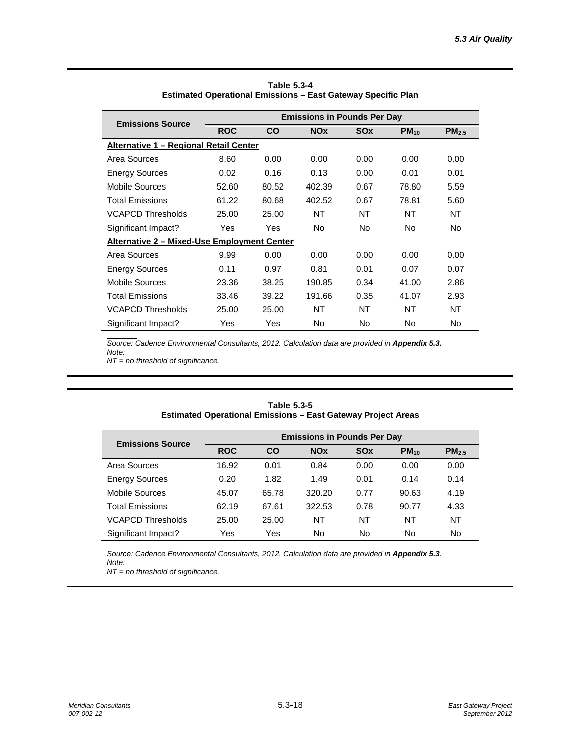**Table 5.3-4**
**Estimated Operational Emissions – East Gateway Specific Plan**

| Emissions Source | Emissions in Pounds Per Day | | | | | |
|---|---|---|---|---|---|---|
| | **ROC** | **CO** | **NOx** | **SOx** | **$PM_{10}$** | **$PM_{2.5}$** |
| **Alternative 1 – Regional Retail Center** | | | | | | |
| Area Sources | 8.60 | 0.00 | 0.00 | 0.00 | 0.00 | 0.00 |
| Energy Sources | 0.02 | 0.16 | 0.13 | 0.00 | 0.01 | 0.01 |
| Mobile Sources | 52.60 | 80.52 | 402.39 | 0.67 | 78.80 | 5.59 |
| Total Emissions | 61.22 | 80.68 | 402.52 | 0.67 | 78.81 | 5.60 |
| VCAPCD Thresholds | 25.00 | 25.00 | NT | NT | NT | NT |
| Significant Impact? | Yes | Yes | No | No | No | No |
| **Alternative 2 – Mixed-Use Employment Center** | | | | | | |
| Area Sources | 9.99 | 0.00 | 0.00 | 0.00 | 0.00 | 0.00 |
| Energy Sources | 0.11 | 0.97 | 0.81 | 0.01 | 0.07 | 0.07 |
| Mobile Sources | 23.36 | 38.25 | 190.85 | 0.34 | 41.00 | 2.86 |
| Total Emissions | 33.46 | 39.22 | 191.66 | 0.35 | 41.07 | 2.93 |
| VCAPCD Thresholds | 25.00 | 25.00 | NT | NT | NT | NT |
| Significant Impact? | Yes | Yes | No | No | No | No |

*Source: Cadence Environmental Consultants, 2012. Calculation data are provided in **Appendix 5.3.***
*Note:*
*NT = no threshold of significance.*

**Table 5.3-5**
**Estimated Operational Emissions – East Gateway Project Areas**

| Emissions Source | Emissions in Pounds Per Day | | | | | |
|---|---|---|---|---|---|---|
| | **ROC** | **CO** | **NOx** | **SOx** | **$PM_{10}$** | **$PM_{2.5}$** |
| Area Sources | 16.92 | 0.01 | 0.84 | 0.00 | 0.00 | 0.00 |
| Energy Sources | 0.20 | 1.82 | 1.49 | 0.01 | 0.14 | 0.14 |
| Mobile Sources | 45.07 | 65.78 | 320.20 | 0.77 | 90.63 | 4.19 |
| Total Emissions | 62.19 | 67.61 | 322.53 | 0.78 | 90.77 | 4.33 |
| VCAPCD Thresholds | 25.00 | 25.00 | NT | NT | NT | NT |
| Significant Impact? | Yes | Yes | No | No | No | No |

*Source: Cadence Environmental Consultants, 2012. Calculation data are provided in **Appendix 5.3**.*
*Note:*
*NT = no threshold of significance.*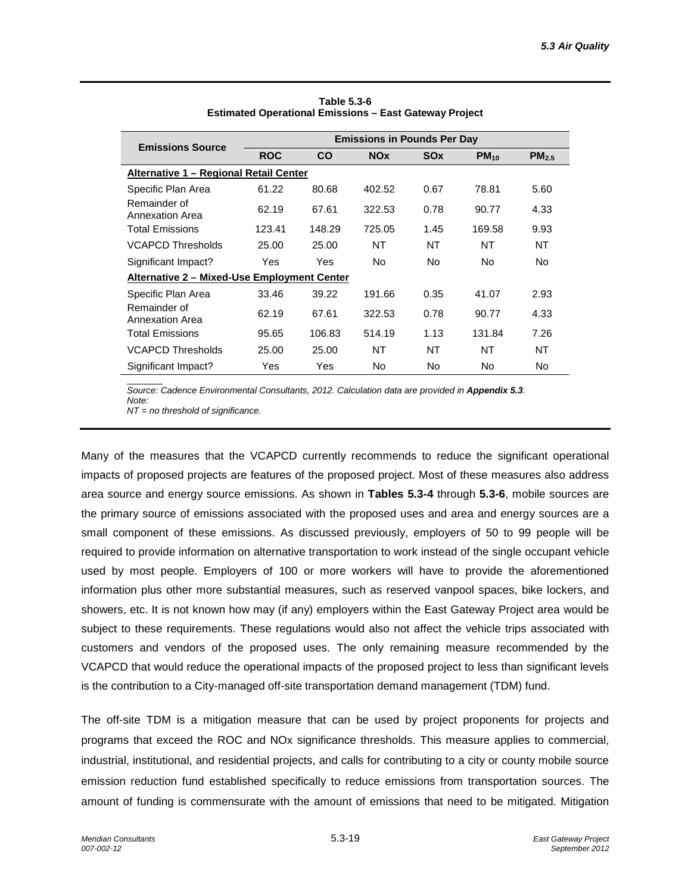**Table 5.3-6**
**Estimated Operational Emissions – East Gateway Project**

| Emissions Source | Emissions in Pounds Per Day | | | | | |
|---|---|---|---|---|---|---|
| | ROC | CO | NOx | SOx | $PM_{10}$ | $PM_{2.5}$ |
| **Alternative 1 – Regional Retail Center** | | | | | | |
| Specific Plan Area | 61.22 | 80.68 | 402.52 | 0.67 | 78.81 | 5.60 |
| Remainder of Annexation Area | 62.19 | 67.61 | 322.53 | 0.78 | 90.77 | 4.33 |
| Total Emissions | 123.41 | 148.29 | 725.05 | 1.45 | 169.58 | 9.93 |
| VCAPCD Thresholds | 25.00 | 25.00 | NT | NT | NT | NT |
| Significant Impact? | Yes | Yes | No | No | No | No |
| **Alternative 2 – Mixed-Use Employment Center** | | | | | | |
| Specific Plan Area | 33.46 | 39.22 | 191.66 | 0.35 | 41.07 | 2.93 |
| Remainder of Annexation Area | 62.19 | 67.61 | 322.53 | 0.78 | 90.77 | 4.33 |
| Total Emissions | 95.65 | 106.83 | 514.19 | 1.13 | 131.84 | 7.26 |
| VCAPCD Thresholds | 25.00 | 25.00 | NT | NT | NT | NT |
| Significant Impact? | Yes | Yes | No | No | No | No |

*Source: Cadence Environmental Consultants, 2012. Calculation data are provided in **Appendix 5.3**.*
*Note:*
*NT = no threshold of significance.*

Many of the measures that the VCAPCD currently recommends to reduce the significant operational impacts of proposed projects are features of the proposed project. Most of these measures also address area source and energy source emissions. As shown in **Tables 5.3-4** through **5.3-6**, mobile sources are the primary source of emissions associated with the proposed uses and area and energy sources are a small component of these emissions. As discussed previously, employers of 50 to 99 people will be required to provide information on alternative transportation to work instead of the single occupant vehicle used by most people. Employers of 100 or more workers will have to provide the aforementioned information plus other more substantial measures, such as reserved vanpool spaces, bike lockers, and showers, etc. It is not known how may (if any) employers within the East Gateway Project area would be subject to these requirements. These regulations would also not affect the vehicle trips associated with customers and vendors of the proposed uses. The only remaining measure recommended by the VCAPCD that would reduce the operational impacts of the proposed project to less than significant levels is the contribution to a City-managed off-site transportation demand management (TDM) fund.

The off-site TDM is a mitigation measure that can be used by project proponents for projects and programs that exceed the ROC and NOx significance thresholds. This measure applies to commercial, industrial, institutional, and residential projects, and calls for contributing to a city or county mobile source emission reduction fund established specifically to reduce emissions from transportation sources. The amount of funding is commensurate with the amount of emissions that need to be mitigated. Mitigation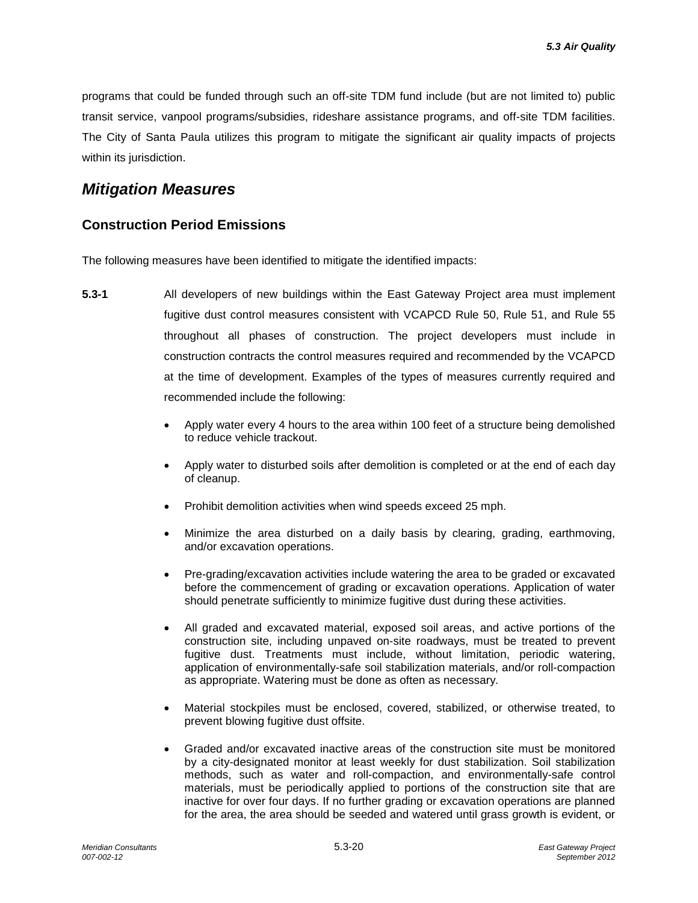programs that could be funded through such an off-site TDM fund include (but are not limited to) public transit service, vanpool programs/subsidies, rideshare assistance programs, and off-site TDM facilities. The City of Santa Paula utilizes this program to mitigate the significant air quality impacts of projects within its jurisdiction.

## *Mitigation Measures*

### Construction Period Emissions

The following measures have been identified to mitigate the identified impacts:

**5.3-1** All developers of new buildings within the East Gateway Project area must implement fugitive dust control measures consistent with VCAPCD Rule 50, Rule 51, and Rule 55 throughout all phases of construction. The project developers must include in construction contracts the control measures required and recommended by the VCAPCD at the time of development. Examples of the types of measures currently required and recommended include the following:

- Apply water every 4 hours to the area within 100 feet of a structure being demolished to reduce vehicle trackout.
- Apply water to disturbed soils after demolition is completed or at the end of each day of cleanup.
- Prohibit demolition activities when wind speeds exceed 25 mph.
- Minimize the area disturbed on a daily basis by clearing, grading, earthmoving, and/or excavation operations.
- Pre-grading/excavation activities include watering the area to be graded or excavated before the commencement of grading or excavation operations. Application of water should penetrate sufficiently to minimize fugitive dust during these activities.
- All graded and excavated material, exposed soil areas, and active portions of the construction site, including unpaved on-site roadways, must be treated to prevent fugitive dust. Treatments must include, without limitation, periodic watering, application of environmentally-safe soil stabilization materials, and/or roll-compaction as appropriate. Watering must be done as often as necessary.
- Material stockpiles must be enclosed, covered, stabilized, or otherwise treated, to prevent blowing fugitive dust offsite.
- Graded and/or excavated inactive areas of the construction site must be monitored by a city-designated monitor at least weekly for dust stabilization. Soil stabilization methods, such as water and roll-compaction, and environmentally-safe control materials, must be periodically applied to portions of the construction site that are inactive for over four days. If no further grading or excavation operations are planned for the area, the area should be seeded and watered until grass growth is evident, or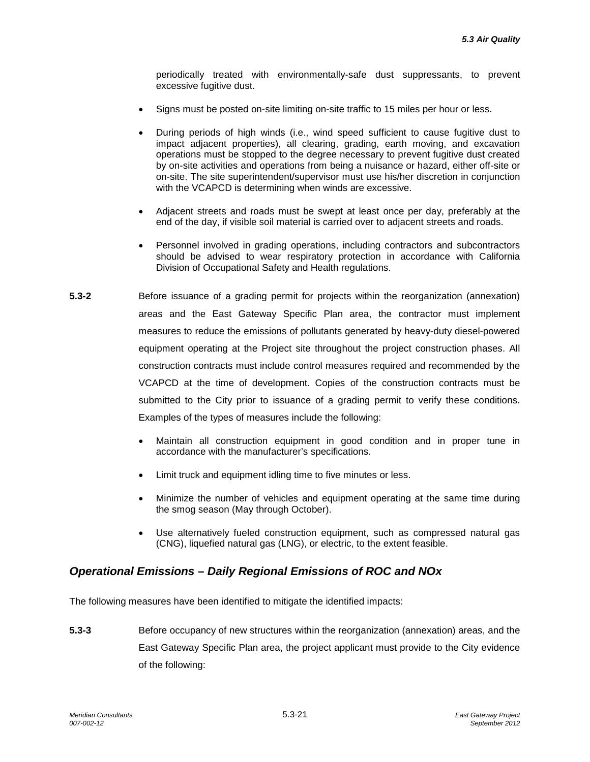periodically treated with environmentally-safe dust suppressants, to prevent excessive fugitive dust.

- Signs must be posted on-site limiting on-site traffic to 15 miles per hour or less.
- During periods of high winds (i.e., wind speed sufficient to cause fugitive dust to impact adjacent properties), all clearing, grading, earth moving, and excavation operations must be stopped to the degree necessary to prevent fugitive dust created by on-site activities and operations from being a nuisance or hazard, either off-site or on-site. The site superintendent/supervisor must use his/her discretion in conjunction with the VCAPCD is determining when winds are excessive.
- Adjacent streets and roads must be swept at least once per day, preferably at the end of the day, if visible soil material is carried over to adjacent streets and roads.
- Personnel involved in grading operations, including contractors and subcontractors should be advised to wear respiratory protection in accordance with California Division of Occupational Safety and Health regulations.

**5.3-2** Before issuance of a grading permit for projects within the reorganization (annexation) areas and the East Gateway Specific Plan area, the contractor must implement measures to reduce the emissions of pollutants generated by heavy-duty diesel-powered equipment operating at the Project site throughout the project construction phases. All construction contracts must include control measures required and recommended by the VCAPCD at the time of development. Copies of the construction contracts must be submitted to the City prior to issuance of a grading permit to verify these conditions. Examples of the types of measures include the following:

- Maintain all construction equipment in good condition and in proper tune in accordance with the manufacturer's specifications.
- Limit truck and equipment idling time to five minutes or less.
- Minimize the number of vehicles and equipment operating at the same time during the smog season (May through October).
- Use alternatively fueled construction equipment, such as compressed natural gas (CNG), liquefied natural gas (LNG), or electric, to the extent feasible.

### *Operational Emissions – Daily Regional Emissions of ROC and NOx*

The following measures have been identified to mitigate the identified impacts:

**5.3-3** Before occupancy of new structures within the reorganization (annexation) areas, and the East Gateway Specific Plan area, the project applicant must provide to the City evidence of the following: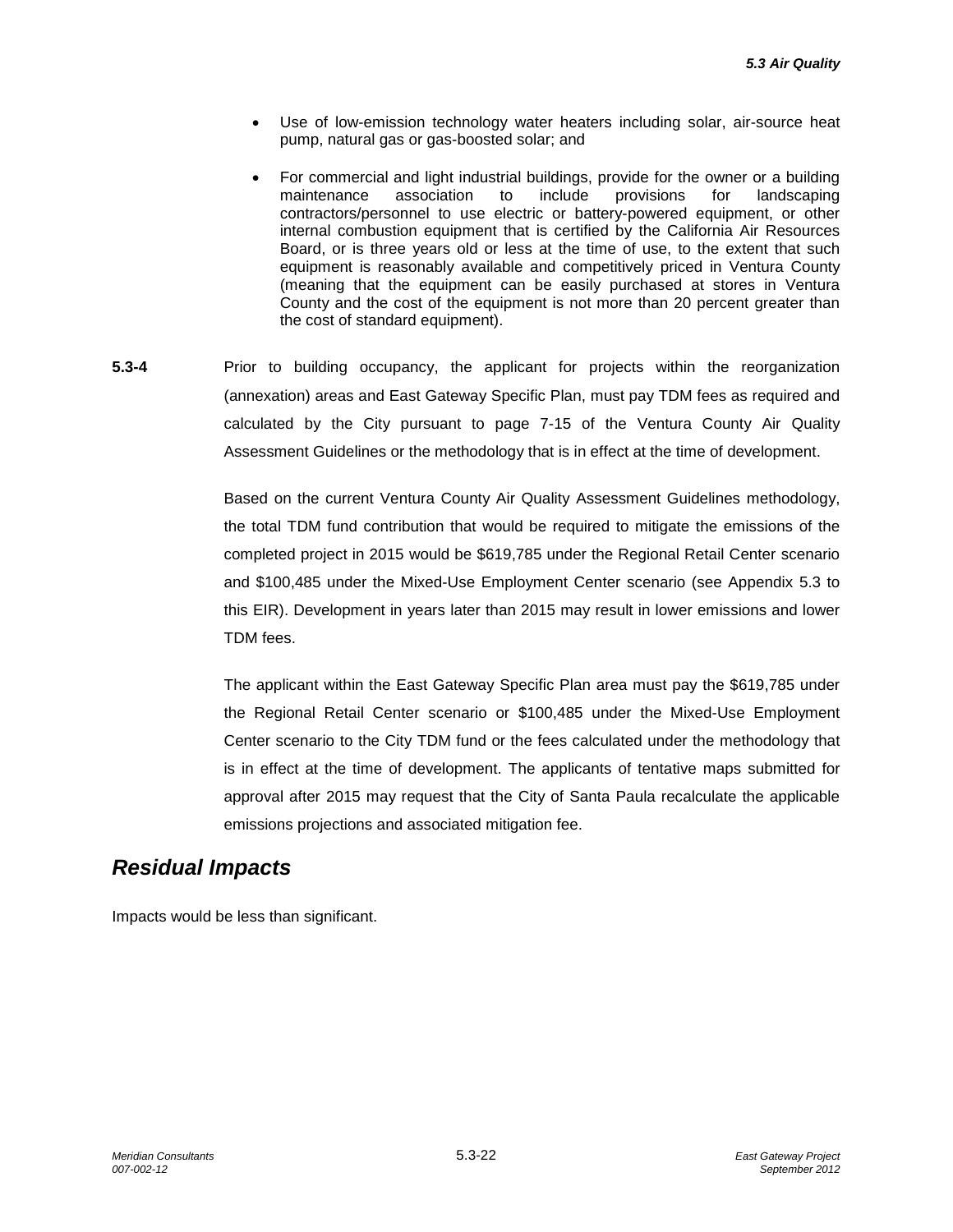- Use of low-emission technology water heaters including solar, air-source heat pump, natural gas or gas-boosted solar; and
- For commercial and light industrial buildings, provide for the owner or a building maintenance association to include provisions for landscaping contractors/personnel to use electric or battery-powered equipment, or other internal combustion equipment that is certified by the California Air Resources Board, or is three years old or less at the time of use, to the extent that such equipment is reasonably available and competitively priced in Ventura County (meaning that the equipment can be easily purchased at stores in Ventura County and the cost of the equipment is not more than 20 percent greater than the cost of standard equipment).

**5.3-4** Prior to building occupancy, the applicant for projects within the reorganization (annexation) areas and East Gateway Specific Plan, must pay TDM fees as required and calculated by the City pursuant to page 7-15 of the Ventura County Air Quality Assessment Guidelines or the methodology that is in effect at the time of development.

Based on the current Ventura County Air Quality Assessment Guidelines methodology, the total TDM fund contribution that would be required to mitigate the emissions of the completed project in 2015 would be $619,785 under the Regional Retail Center scenario and $100,485 under the Mixed-Use Employment Center scenario (see Appendix 5.3 to this EIR). Development in years later than 2015 may result in lower emissions and lower TDM fees.

The applicant within the East Gateway Specific Plan area must pay the $619,785 under the Regional Retail Center scenario or $100,485 under the Mixed-Use Employment Center scenario to the City TDM fund or the fees calculated under the methodology that is in effect at the time of development. The applicants of tentative maps submitted for approval after 2015 may request that the City of Santa Paula recalculate the applicable emissions projections and associated mitigation fee.

## *Residual Impacts*

Impacts would be less than significant.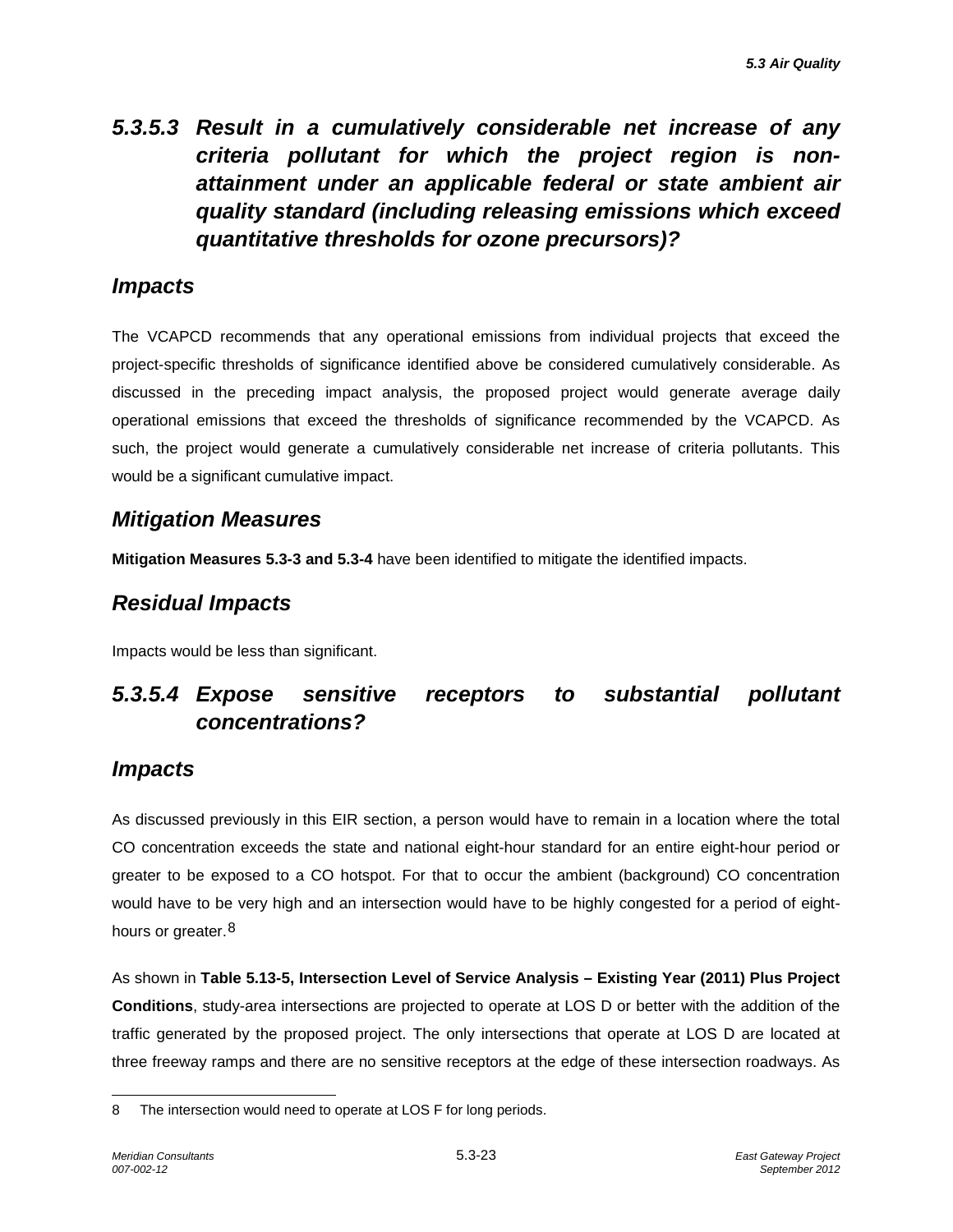### 5.3.5.3 Result in a cumulatively considerable net increase of any criteria pollutant for which the project region is non-attainment under an applicable federal or state ambient air quality standard (including releasing emissions which exceed quantitative thresholds for ozone precursors)?

#### Impacts

The VCAPCD recommends that any operational emissions from individual projects that exceed the project-specific thresholds of significance identified above be considered cumulatively considerable. As discussed in the preceding impact analysis, the proposed project would generate average daily operational emissions that exceed the thresholds of significance recommended by the VCAPCD. As such, the project would generate a cumulatively considerable net increase of criteria pollutants. This would be a significant cumulative impact.

#### Mitigation Measures

**Mitigation Measures 5.3-3 and 5.3-4** have been identified to mitigate the identified impacts.

#### Residual Impacts

Impacts would be less than significant.

### 5.3.5.4 Expose sensitive receptors to substantial pollutant concentrations?

#### Impacts

As discussed previously in this EIR section, a person would have to remain in a location where the total CO concentration exceeds the state and national eight-hour standard for an entire eight-hour period or greater to be exposed to a CO hotspot. For that to occur the ambient (background) CO concentration would have to be very high and an intersection would have to be highly congested for a period of eight-hours or greater.[8]

As shown in **Table 5.13-5, Intersection Level of Service Analysis – Existing Year (2011) Plus Project Conditions**, study-area intersections are projected to operate at LOS D or better with the addition of the traffic generated by the proposed project. The only intersections that operate at LOS D are located at three freeway ramps and there are no sensitive receptors at the edge of these intersection roadways. As

---

8 The intersection would need to operate at LOS F for long periods.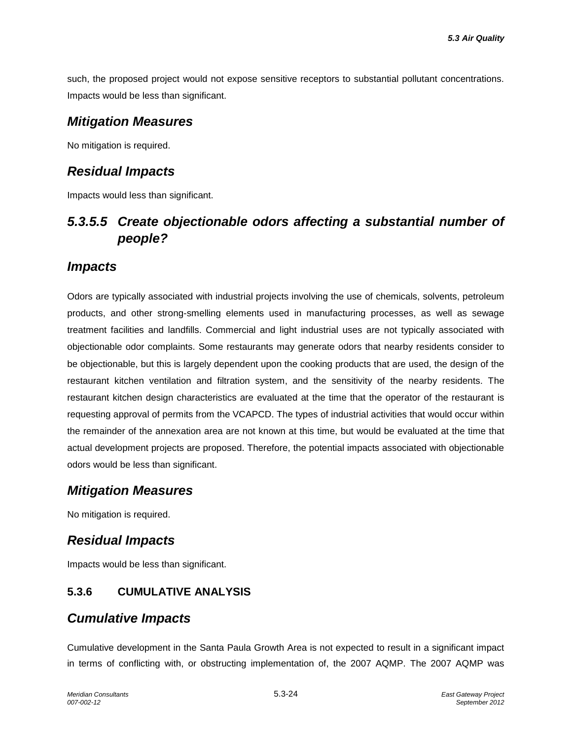such, the proposed project would not expose sensitive receptors to substantial pollutant concentrations. Impacts would be less than significant.

## *Mitigation Measures*

No mitigation is required.

## *Residual Impacts*

Impacts would less than significant.

### *5.3.5.5 Create objectionable odors affecting a substantial number of people?*

## *Impacts*

Odors are typically associated with industrial projects involving the use of chemicals, solvents, petroleum products, and other strong-smelling elements used in manufacturing processes, as well as sewage treatment facilities and landfills. Commercial and light industrial uses are not typically associated with objectionable odor complaints. Some restaurants may generate odors that nearby residents consider to be objectionable, but this is largely dependent upon the cooking products that are used, the design of the restaurant kitchen ventilation and filtration system, and the sensitivity of the nearby residents. The restaurant kitchen design characteristics are evaluated at the time that the operator of the restaurant is requesting approval of permits from the VCAPCD. The types of industrial activities that would occur within the remainder of the annexation area are not known at this time, but would be evaluated at the time that actual development projects are proposed. Therefore, the potential impacts associated with objectionable odors would be less than significant.

## *Mitigation Measures*

No mitigation is required.

## *Residual Impacts*

Impacts would be less than significant.

### 5.3.6 CUMULATIVE ANALYSIS

## *Cumulative Impacts*

Cumulative development in the Santa Paula Growth Area is not expected to result in a significant impact in terms of conflicting with, or obstructing implementation of, the 2007 AQMP. The 2007 AQMP was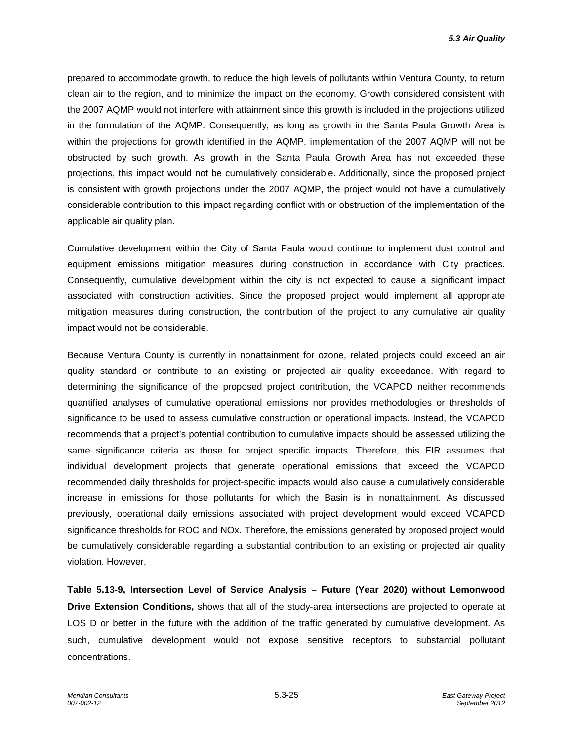prepared to accommodate growth, to reduce the high levels of pollutants within Ventura County, to return clean air to the region, and to minimize the impact on the economy. Growth considered consistent with the 2007 AQMP would not interfere with attainment since this growth is included in the projections utilized in the formulation of the AQMP. Consequently, as long as growth in the Santa Paula Growth Area is within the projections for growth identified in the AQMP, implementation of the 2007 AQMP will not be obstructed by such growth. As growth in the Santa Paula Growth Area has not exceeded these projections, this impact would not be cumulatively considerable. Additionally, since the proposed project is consistent with growth projections under the 2007 AQMP, the project would not have a cumulatively considerable contribution to this impact regarding conflict with or obstruction of the implementation of the applicable air quality plan.

Cumulative development within the City of Santa Paula would continue to implement dust control and equipment emissions mitigation measures during construction in accordance with City practices. Consequently, cumulative development within the city is not expected to cause a significant impact associated with construction activities. Since the proposed project would implement all appropriate mitigation measures during construction, the contribution of the project to any cumulative air quality impact would not be considerable.

Because Ventura County is currently in nonattainment for ozone, related projects could exceed an air quality standard or contribute to an existing or projected air quality exceedance. With regard to determining the significance of the proposed project contribution, the VCAPCD neither recommends quantified analyses of cumulative operational emissions nor provides methodologies or thresholds of significance to be used to assess cumulative construction or operational impacts. Instead, the VCAPCD recommends that a project's potential contribution to cumulative impacts should be assessed utilizing the same significance criteria as those for project specific impacts. Therefore, this EIR assumes that individual development projects that generate operational emissions that exceed the VCAPCD recommended daily thresholds for project-specific impacts would also cause a cumulatively considerable increase in emissions for those pollutants for which the Basin is in nonattainment. As discussed previously, operational daily emissions associated with project development would exceed VCAPCD significance thresholds for ROC and NOx. Therefore, the emissions generated by proposed project would be cumulatively considerable regarding a substantial contribution to an existing or projected air quality violation. However,

**Table 5.13-9, Intersection Level of Service Analysis – Future (Year 2020) without Lemonwood Drive Extension Conditions,** shows that all of the study-area intersections are projected to operate at LOS D or better in the future with the addition of the traffic generated by cumulative development. As such, cumulative development would not expose sensitive receptors to substantial pollutant concentrations.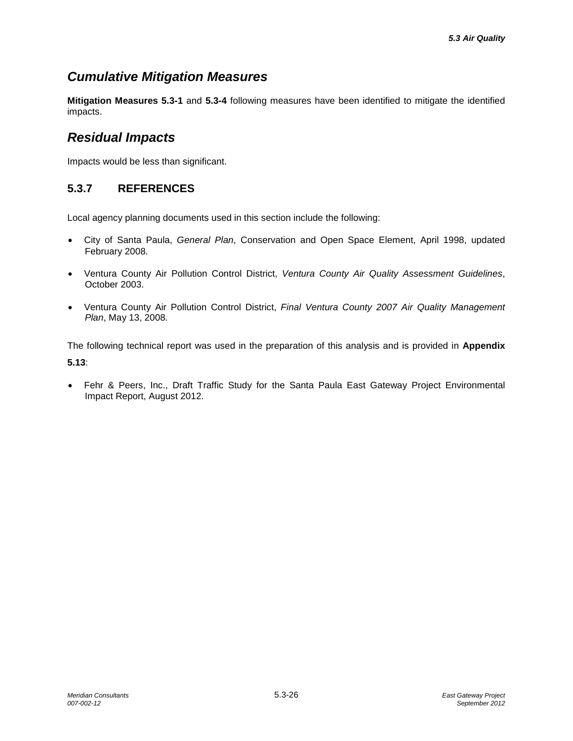## *Cumulative Mitigation Measures*

**Mitigation Measures 5.3-1** and **5.3-4** following measures have been identified to mitigate the identified impacts.

## *Residual Impacts*

Impacts would be less than significant.

### 5.3.7 REFERENCES

Local agency planning documents used in this section include the following:

- City of Santa Paula, *General Plan*, Conservation and Open Space Element, April 1998, updated February 2008.
- Ventura County Air Pollution Control District, *Ventura County Air Quality Assessment Guidelines*, October 2003.
- Ventura County Air Pollution Control District, *Final Ventura County 2007 Air Quality Management Plan*, May 13, 2008.

The following technical report was used in the preparation of this analysis and is provided in **Appendix 5.13**:

- Fehr & Peers, Inc., Draft Traffic Study for the Santa Paula East Gateway Project Environmental Impact Report, August 2012.